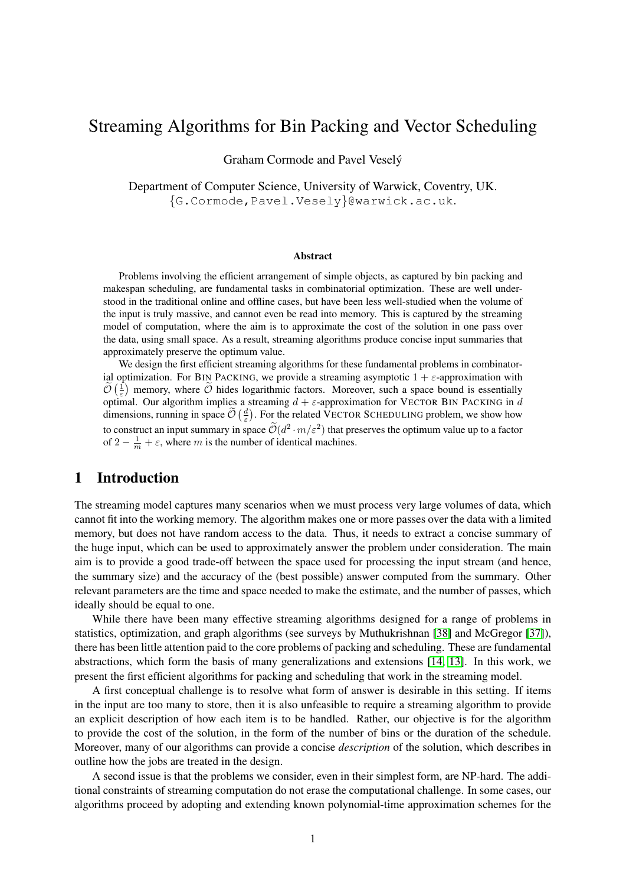#  Streaming Algorithms for Bin Packing and Vector Scheduling

Graham Cormode and Pavel Veselý

Department of Computer Science, University of Warwick, Coventry, UK.
{G.Cormode,Pavel.Vesely}@warwick.ac.uk.

### Abstract

Problems involving the efficient arrangement of simple objects, as captured by bin packing and makespan scheduling, are fundamental tasks in combinatorial optimization. These are well understood in the traditional online and offline cases, but have been less well-studied when the volume of the input is truly massive, and cannot even be read into memory. This is captured by the streaming model of computation, where the aim is to approximate the cost of the solution in one pass over the data, using small space. As a result, streaming algorithms produce concise input summaries that approximately preserve the optimum value.

We design the first efficient streaming algorithms for these fundamental problems in combinatorial optimization. For BIN PACKING, we provide a streaming asymptotic $1+\varepsilon$-approximation with $\widetilde{\mathcal{O}}\left(\frac{1}{\varepsilon}\right)$ memory, where $\widetilde{\mathcal{O}}$ hides logarithmic factors. Moreover, such a space bound is essentially optimal. Our algorithm implies a streaming $d+\varepsilon$-approximation for VECTOR BIN PACKING in $d$ dimensions, running in space $\widetilde{\mathcal{O}}\left(\frac{d}{\varepsilon}\right)$. For the related VECTOR SCHEDULING problem, we show how to construct an input summary in space $\widetilde{\mathcal{O}}(d^2 \cdot m/\varepsilon^2)$ that preserves the optimum value up to a factor of $2-\frac{1}{m}+\varepsilon$, where $m$ is the number of identical machines.

## 1 Introduction

The streaming model captures many scenarios when we must process very large volumes of data, which cannot fit into the working memory. The algorithm makes one or more passes over the data with a limited memory, but does not have random access to the data. Thus, it needs to extract a concise summary of the huge input, which can be used to approximately answer the problem under consideration. The main aim is to provide a good trade-off between the space used for processing the input stream (and hence, the summary size) and the accuracy of the (best possible) answer computed from the summary. Other relevant parameters are the time and space needed to make the estimate, and the number of passes, which ideally should be equal to one.

While there have been many effective streaming algorithms designed for a range of problems in statistics, optimization, and graph algorithms (see surveys by Muthukrishnan [38] and McGregor [37]), there has been little attention paid to the core problems of packing and scheduling. These are fundamental abstractions, which form the basis of many generalizations and extensions [14, 13]. In this work, we present the first efficient algorithms for packing and scheduling that work in the streaming model.

A first conceptual challenge is to resolve what form of answer is desirable in this setting. If items in the input are too many to store, then it is also unfeasible to require a streaming algorithm to provide an explicit description of how each item is to be handled. Rather, our objective is for the algorithm to provide the cost of the solution, in the form of the number of bins or the duration of the schedule. Moreover, many of our algorithms can provide a concise *description* of the solution, which describes in outline how the jobs are treated in the design.

A second issue is that the problems we consider, even in their simplest form, are NP-hard. The additional constraints of streaming computation do not erase the computational challenge. In some cases, our algorithms proceed by adopting and extending known polynomial-time approximation schemes for the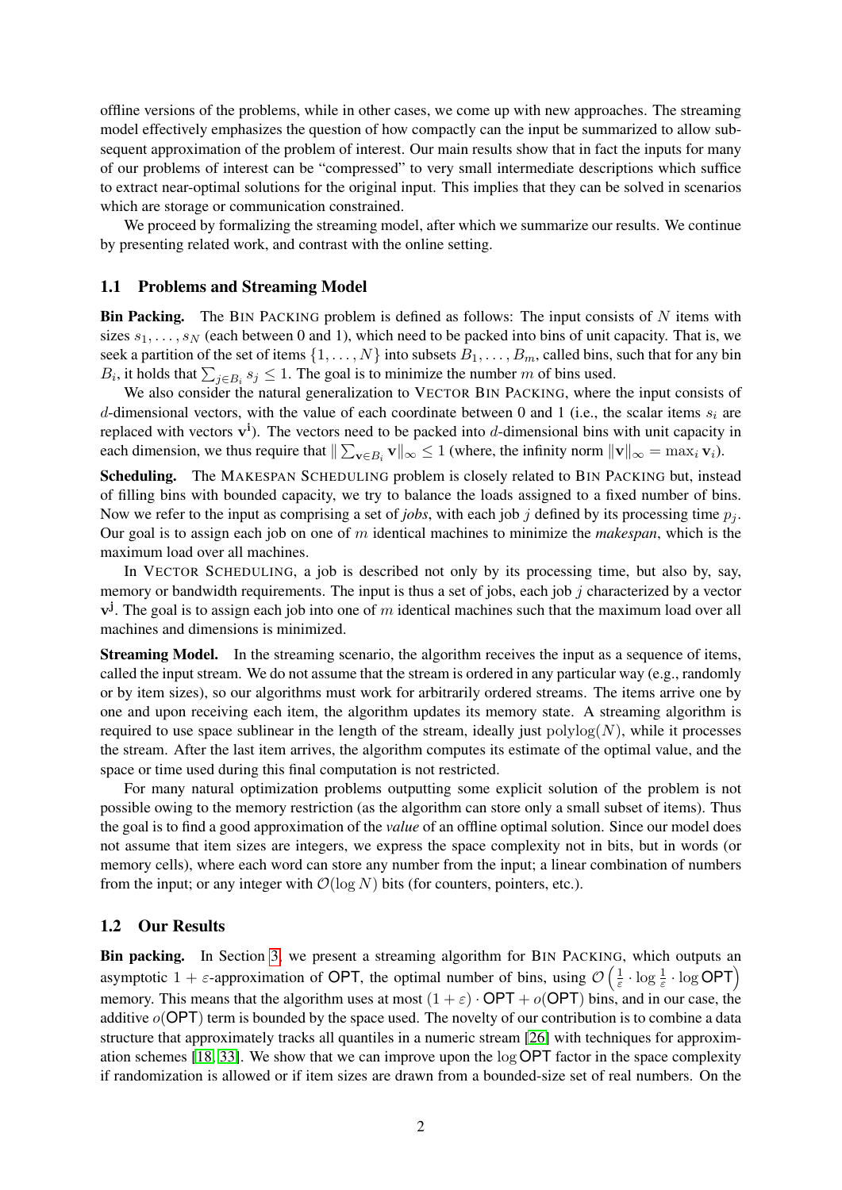offline versions of the problems, while in other cases, we come up with new approaches. The streaming model effectively emphasizes the question of how compactly can the input be summarized to allow subsequent approximation of the problem of interest. Our main results show that in fact the inputs for many of our problems of interest can be "compressed" to very small intermediate descriptions which suffice to extract near-optimal solutions for the original input. This implies that they can be solved in scenarios which are storage or communication constrained.

We proceed by formalizing the streaming model, after which we summarize our results. We continue by presenting related work, and contrast with the online setting.

## 1.1 Problems and Streaming Model

**Bin Packing.** The BIN PACKING problem is defined as follows: The input consists of $N$ items with sizes $s_1, \ldots, s_N$ (each between 0 and 1), which need to be packed into bins of unit capacity. That is, we seek a partition of the set of items $\{1, \ldots, N\}$ into subsets $B_1, \ldots, B_m$, called bins, such that for any bin $B_i$, it holds that $\sum_{j \in B_i} s_j \leq 1$. The goal is to minimize the number $m$ of bins used.

We also consider the natural generalization to VECTOR BIN PACKING, where the input consists of $d$-dimensional vectors, with the value of each coordinate between 0 and 1 (i.e., the scalar items $s_i$ are replaced with vectors $\mathbf{v^i}$). The vectors need to be packed into $d$-dimensional bins with unit capacity in each dimension, we thus require that $\| \sum_{\mathbf{v} \in B_i} \mathbf{v} \|_\infty \leq 1$ (where, the infinity norm $\|\mathbf{v}\|_\infty = \max_i \mathbf{v}_i$).

**Scheduling.** The MAKESPAN SCHEDULING problem is closely related to BIN PACKING but, instead of filling bins with bounded capacity, we try to balance the loads assigned to a fixed number of bins. Now we refer to the input as comprising a set of *jobs*, with each job $j$ defined by its processing time $p_j$. Our goal is to assign each job on one of $m$ identical machines to minimize the *makespan*, which is the maximum load over all machines.

In VECTOR SCHEDULING, a job is described not only by its processing time, but also by, say, memory or bandwidth requirements. The input is thus a set of jobs, each job $j$ characterized by a vector $\mathbf{v^j}$. The goal is to assign each job into one of $m$ identical machines such that the maximum load over all machines and dimensions is minimized.

**Streaming Model.** In the streaming scenario, the algorithm receives the input as a sequence of items, called the input stream. We do not assume that the stream is ordered in any particular way (e.g., randomly or by item sizes), so our algorithms must work for arbitrarily ordered streams. The items arrive one by one and upon receiving each item, the algorithm updates its memory state. A streaming algorithm is required to use space sublinear in the length of the stream, ideally just $\mathrm{polylog}(N)$, while it processes the stream. After the last item arrives, the algorithm computes its estimate of the optimal value, and the space or time used during this final computation is not restricted.

For many natural optimization problems outputting some explicit solution of the problem is not possible owing to the memory restriction (as the algorithm can store only a small subset of items). Thus the goal is to find a good approximation of the *value* of an offline optimal solution. Since our model does not assume that item sizes are integers, we express the space complexity not in bits, but in words (or memory cells), where each word can store any number from the input; a linear combination of numbers from the input; or any integer with $\mathcal{O}(\log N)$ bits (for counters, pointers, etc.).

## 1.2 Our Results

**Bin packing.** In Section 3, we present a streaming algorithm for BIN PACKING, which outputs an asymptotic $1 + \varepsilon$-approximation of $\mathsf{OPT}$, the optimal number of bins, using $\mathcal{O}\left(\frac{1}{\varepsilon} \cdot \log \frac{1}{\varepsilon} \cdot \log \mathsf{OPT}\right)$ memory. This means that the algorithm uses at most $(1 + \varepsilon) \cdot \mathsf{OPT} + o(\mathsf{OPT})$ bins, and in our case, the additive $o(\mathsf{OPT})$ term is bounded by the space used. The novelty of our contribution is to combine a data structure that approximately tracks all quantiles in a numeric stream [26] with techniques for approximation schemes [18, 33]. We show that we can improve upon the $\log \mathsf{OPT}$ factor in the space complexity if randomization is allowed or if item sizes are drawn from a bounded-size set of real numbers. On the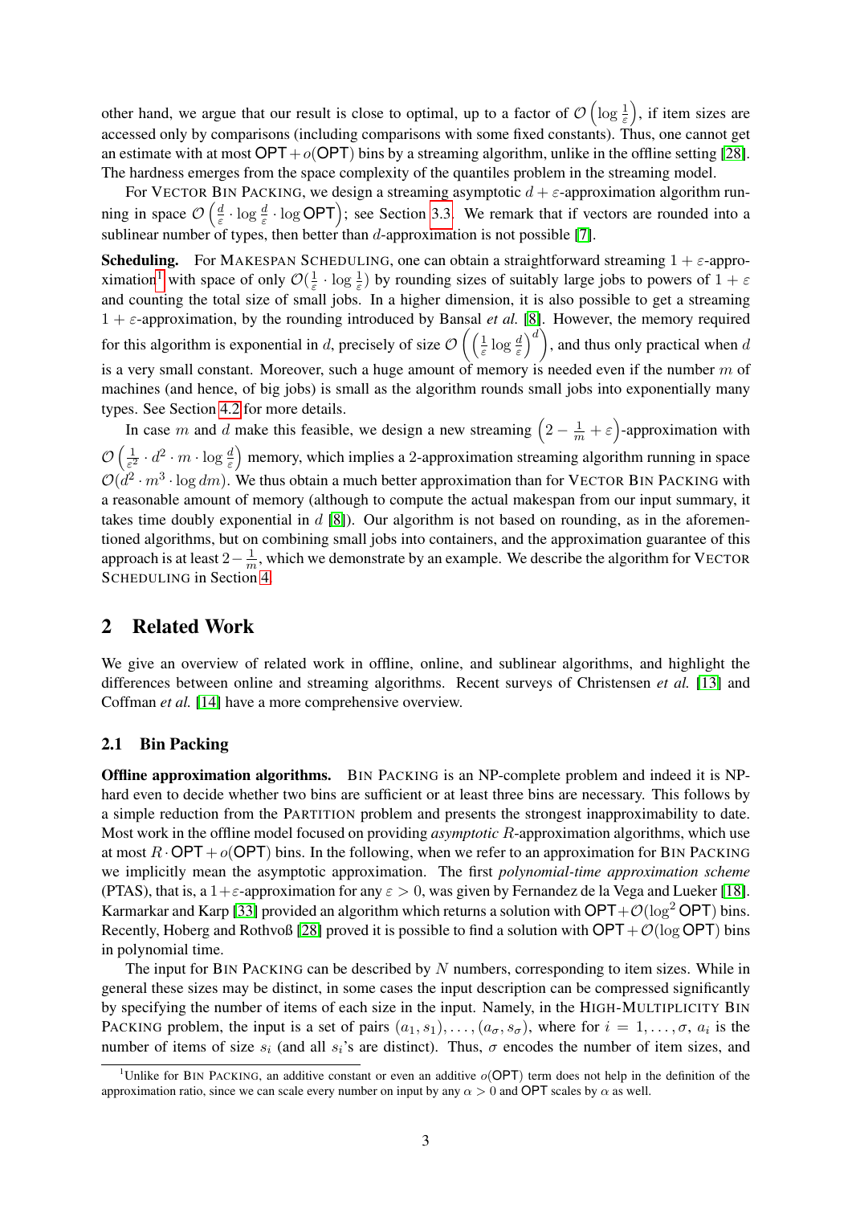other hand, we argue that our result is close to optimal, up to a factor of $\mathcal{O}\left(\log \frac{1}{\varepsilon}\right)$, if item sizes are accessed only by comparisons (including comparisons with some fixed constants). Thus, one cannot get an estimate with at most $\mathsf{OPT} + o(\mathsf{OPT})$ bins by a streaming algorithm, unlike in the offline setting [28]. The hardness emerges from the space complexity of the quantiles problem in the streaming model.

For VECTOR BIN PACKING, we design a streaming asymptotic $d + \varepsilon$-approximation algorithm running in space $\mathcal{O}\left(\frac{d}{\varepsilon} \cdot \log \frac{d}{\varepsilon} \cdot \log \mathsf{OPT}\right)$; see Section 3.3. We remark that if vectors are rounded into a sublinear number of types, then better than $d$-approximation is not possible [7].

**Scheduling.** For MAKESPAN SCHEDULING, one can obtain a straightforward streaming $1 + \varepsilon$-approximation[1] with space of only $\mathcal{O}(\frac{1}{\varepsilon} \cdot \log \frac{1}{\varepsilon})$ by rounding sizes of suitably large jobs to powers of $1 + \varepsilon$ and counting the total size of small jobs. In a higher dimension, it is also possible to get a streaming $1 + \varepsilon$-approximation, by the rounding introduced by Bansal *et al.* [8]. However, the memory required for this algorithm is exponential in $d$, precisely of size $\mathcal{O}\left(\left(\frac{1}{\varepsilon} \log \frac{d}{\varepsilon}\right)^d\right)$, and thus only practical when $d$ is a very small constant. Moreover, such a huge amount of memory is needed even if the number $m$ of machines (and hence, of big jobs) is small as the algorithm rounds small jobs into exponentially many types. See Section 4.2 for more details.

In case $m$ and $d$ make this feasible, we design a new streaming $\left(2 - \frac{1}{m} + \varepsilon\right)$-approximation with $\mathcal{O}\left(\frac{1}{\varepsilon^2} \cdot d^2 \cdot m \cdot \log \frac{d}{\varepsilon}\right)$ memory, which implies a 2-approximation streaming algorithm running in space $\mathcal{O}(d^2 \cdot m^3 \cdot \log dm)$. We thus obtain a much better approximation than for VECTOR BIN PACKING with a reasonable amount of memory (although to compute the actual makespan from our input summary, it takes time doubly exponential in $d$ [8]). Our algorithm is not based on rounding, as in the aforementioned algorithms, but on combining small jobs into containers, and the approximation guarantee of this approach is at least $2 - \frac{1}{m}$, which we demonstrate by an example. We describe the algorithm for VECTOR SCHEDULING in Section 4.

## 2 Related Work

We give an overview of related work in offline, online, and sublinear algorithms, and highlight the differences between online and streaming algorithms. Recent surveys of Christensen *et al.* [13] and Coffman *et al.* [14] have a more comprehensive overview.

### 2.1 Bin Packing

**Offline approximation algorithms.** BIN PACKING is an NP-complete problem and indeed it is NP-hard even to decide whether two bins are sufficient or at least three bins are necessary. This follows by a simple reduction from the PARTITION problem and presents the strongest inapproximability to date. Most work in the offline model focused on providing *asymptotic* $R$-approximation algorithms, which use at most $R \cdot \mathsf{OPT} + o(\mathsf{OPT})$ bins. In the following, when we refer to an approximation for BIN PACKING we implicitly mean the asymptotic approximation. The first *polynomial-time approximation scheme* (PTAS), that is, a $1+\varepsilon$-approximation for any $\varepsilon > 0$, was given by Fernandez de la Vega and Lueker [18]. Karmarkar and Karp [33] provided an algorithm which returns a solution with $\mathsf{OPT} + \mathcal{O}(\log^2 \mathsf{OPT})$ bins. Recently, Hoberg and Rothvoß [28] proved it is possible to find a solution with $\mathsf{OPT} + \mathcal{O}(\log \mathsf{OPT})$ bins in polynomial time.

The input for BIN PACKING can be described by $N$ numbers, corresponding to item sizes. While in general these sizes may be distinct, in some cases the input description can be compressed significantly by specifying the number of items of each size in the input. Namely, in the HIGH-MULTIPLICITY BIN PACKING problem, the input is a set of pairs $(a_1, s_1), \ldots, (a_\sigma, s_\sigma)$, where for $i = 1, \ldots, \sigma$, $a_i$ is the number of items of size $s_i$ (and all $s_i$'s are distinct). Thus, $\sigma$ encodes the number of item sizes, and

[1] Unlike for BIN PACKING, an additive constant or even an additive $o(\mathsf{OPT})$ term does not help in the definition of the approximation ratio, since we can scale every number on input by any $\alpha > 0$ and $\mathsf{OPT}$ scales by $\alpha$ as well.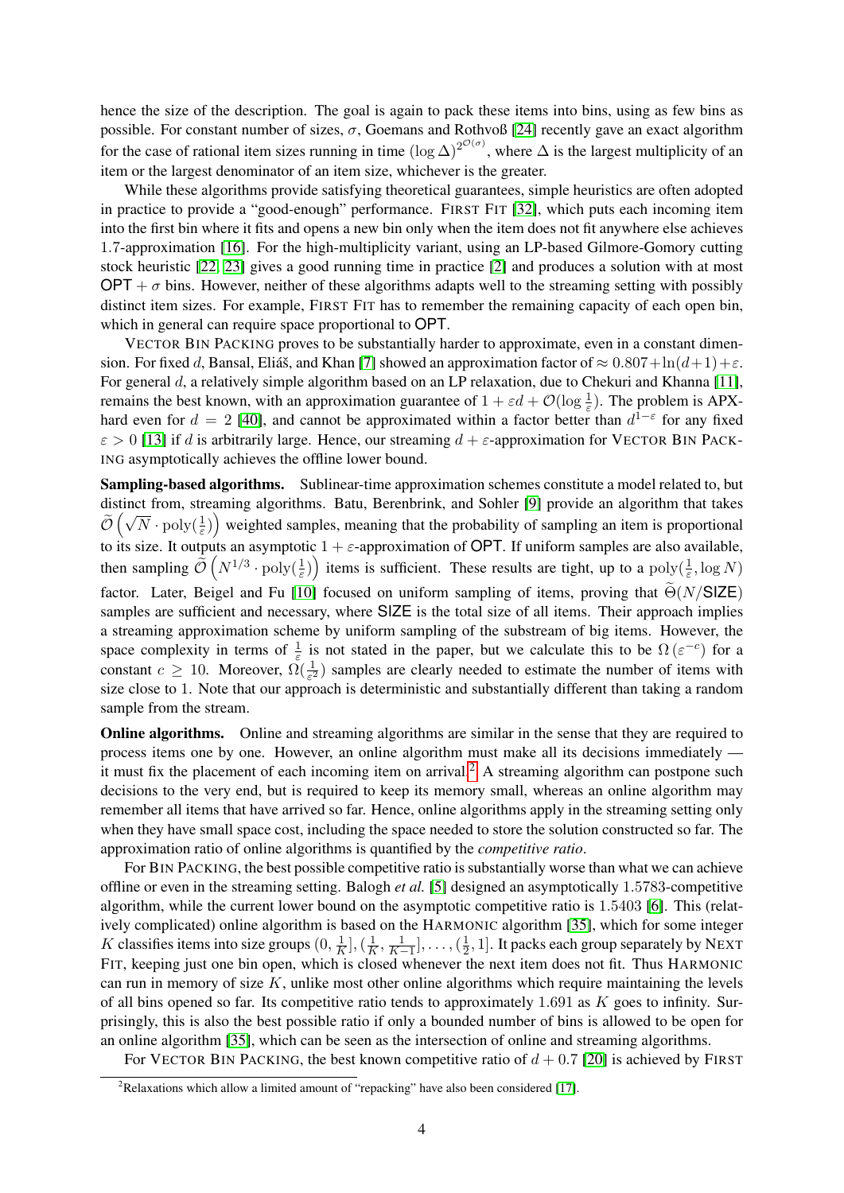hence the size of the description. The goal is again to pack these items into bins, using as few bins as possible. For constant number of sizes, $\sigma$, Goemans and Rothvoß [24] recently gave an exact algorithm for the case of rational item sizes running in time $(\log \Delta)^{2^{\mathcal{O}(\sigma)}}$, where $\Delta$ is the largest multiplicity of an item or the largest denominator of an item size, whichever is the greater.

While these algorithms provide satisfying theoretical guarantees, simple heuristics are often adopted in practice to provide a "good-enough" performance. FIRST FIT [32], which puts each incoming item into the first bin where it fits and opens a new bin only when the item does not fit anywhere else achieves 1.7-approximation [16]. For the high-multiplicity variant, using an LP-based Gilmore-Gomory cutting stock heuristic [22, 23] gives a good running time in practice [2] and produces a solution with at most $\mathsf{OPT} + \sigma$ bins. However, neither of these algorithms adapts well to the streaming setting with possibly distinct item sizes. For example, FIRST FIT has to remember the remaining capacity of each open bin, which in general can require space proportional to $\mathsf{OPT}$.

VECTOR BIN PACKING proves to be substantially harder to approximate, even in a constant dimension. For fixed $d$, Bansal, Eliáš, and Khan [7] showed an approximation factor of $\approx 0.807+\ln(d+1)+\varepsilon$. For general $d$, a relatively simple algorithm based on an LP relaxation, due to Chekuri and Khanna [11], remains the best known, with an approximation guarantee of $1 + \varepsilon d + \mathcal{O}(\log \frac{1}{\varepsilon})$. The problem is APX-hard even for $d = 2$ [40], and cannot be approximated within a factor better than $d^{1-\varepsilon}$ for any fixed $\varepsilon > 0$ [13] if $d$ is arbitrarily large. Hence, our streaming $d + \varepsilon$-approximation for VECTOR BIN PACKING asymptotically achieves the offline lower bound.

**Sampling-based algorithms.** Sublinear-time approximation schemes constitute a model related to, but distinct from, streaming algorithms. Batu, Berenbrink, and Sohler [9] provide an algorithm that takes $\widetilde{\mathcal{O}}\left(\sqrt{N} \cdot \mathrm{poly}(\frac{1}{\varepsilon})\right)$ weighted samples, meaning that the probability of sampling an item is proportional to its size. It outputs an asymptotic $1 + \varepsilon$-approximation of $\mathsf{OPT}$. If uniform samples are also available, then sampling $\widetilde{\mathcal{O}}\left(N^{1/3} \cdot \mathrm{poly}(\frac{1}{\varepsilon})\right)$ items is sufficient. These results are tight, up to a $\mathrm{poly}(\frac{1}{\varepsilon}, \log N)$ factor. Later, Beigel and Fu [10] focused on uniform sampling of items, proving that $\widetilde{\Theta}(N/\mathsf{SIZE})$ samples are sufficient and necessary, where $\mathsf{SIZE}$ is the total size of all items. Their approach implies a streaming approximation scheme by uniform sampling of the substream of big items. However, the space complexity in terms of $\frac{1}{\varepsilon}$ is not stated in the paper, but we calculate this to be $\Omega\left(\varepsilon^{-c}\right)$ for a constant $c \geq 10$. Moreover, $\widetilde{\Omega}(\frac{1}{\varepsilon^2})$ samples are clearly needed to estimate the number of items with size close to 1. Note that our approach is deterministic and substantially different than taking a random sample from the stream.

**Online algorithms.** Online and streaming algorithms are similar in the sense that they are required to process items one by one. However, an online algorithm must make all its decisions immediately — it must fix the placement of each incoming item on arrival.[2] A streaming algorithm can postpone such decisions to the very end, but is required to keep its memory small, whereas an online algorithm may remember all items that have arrived so far. Hence, online algorithms apply in the streaming setting only when they have small space cost, including the space needed to store the solution constructed so far. The approximation ratio of online algorithms is quantified by the *competitive ratio*.

For BIN PACKING, the best possible competitive ratio is substantially worse than what we can achieve offline or even in the streaming setting. Balogh *et al.* [5] designed an asymptotically 1.5783-competitive algorithm, while the current lower bound on the asymptotic competitive ratio is 1.5403 [6]. This (relatively complicated) online algorithm is based on the HARMONIC algorithm [35], which for some integer $K$ classifies items into size groups $(0, \frac{1}{K}], (\frac{1}{K}, \frac{1}{K-1}], \ldots, (\frac{1}{2}, 1]$. It packs each group separately by NEXT FIT, keeping just one bin open, which is closed whenever the next item does not fit. Thus HARMONIC can run in memory of size $K$, unlike most other online algorithms which require maintaining the levels of all bins opened so far. Its competitive ratio tends to approximately 1.691 as $K$ goes to infinity. Surprisingly, this is also the best possible ratio if only a bounded number of bins is allowed to be open for an online algorithm [35], which can be seen as the intersection of online and streaming algorithms.

For VECTOR BIN PACKING, the best known competitive ratio of $d + 0.7$ [20] is achieved by FIRST

[2] Relaxations which allow a limited amount of "repacking" have also been considered [17].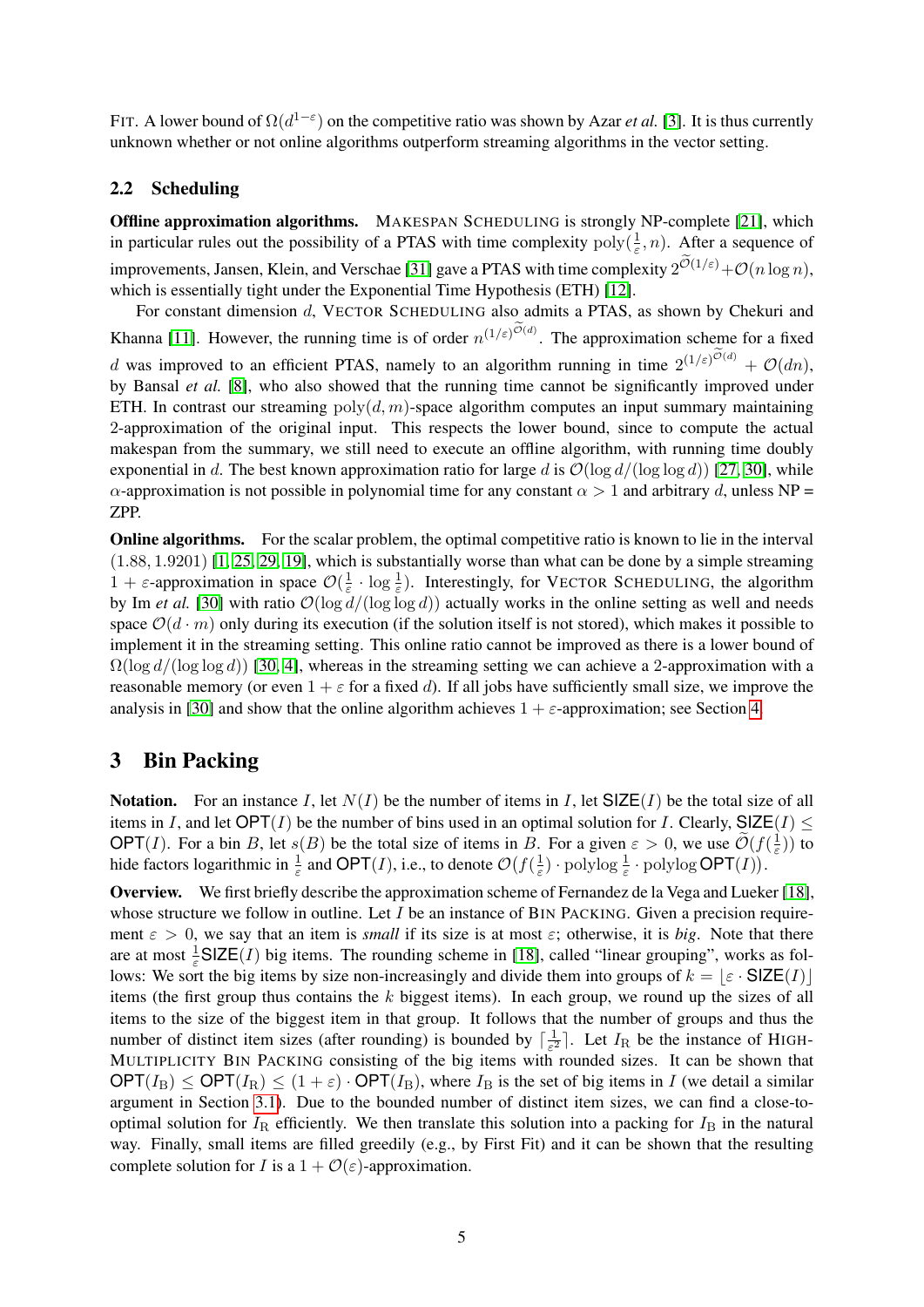FIT. A lower bound of $\Omega(d^{1-\varepsilon})$ on the competitive ratio was shown by Azar *et al.* [3]. It is thus currently unknown whether or not online algorithms outperform streaming algorithms in the vector setting.

## 2.2 Scheduling

**Offline approximation algorithms.** MAKESPAN SCHEDULING is strongly NP-complete [21], which in particular rules out the possibility of a PTAS with time complexity $\text{poly}(\frac{1}{\varepsilon}, n)$. After a sequence of improvements, Jansen, Klein, and Verschae [31] gave a PTAS with time complexity $2^{\widetilde{\mathcal{O}}(1/\varepsilon)} + \mathcal{O}(n \log n)$, which is essentially tight under the Exponential Time Hypothesis (ETH) [12].

For constant dimension $d$, VECTOR SCHEDULING also admits a PTAS, as shown by Chekuri and Khanna [11]. However, the running time is of order $n^{(1/\varepsilon)^{\widetilde{\mathcal{O}}(d)}}$. The approximation scheme for a fixed $d$ was improved to an efficient PTAS, namely to an algorithm running in time $2^{(1/\varepsilon)^{\widetilde{\mathcal{O}}(d)}} + \mathcal{O}(dn)$, by Bansal *et al.* [8], who also showed that the running time cannot be significantly improved under ETH. In contrast our streaming $\text{poly}(d, m)$-space algorithm computes an input summary maintaining 2-approximation of the original input. This respects the lower bound, since to compute the actual makespan from the summary, we still need to execute an offline algorithm, with running time doubly exponential in $d$. The best known approximation ratio for large $d$ is $\mathcal{O}(\log d/(\log \log d))$ [27, 30], while $\alpha$-approximation is not possible in polynomial time for any constant $\alpha > 1$ and arbitrary $d$, unless NP = ZPP.

**Online algorithms.** For the scalar problem, the optimal competitive ratio is known to lie in the interval $(1.88, 1.9201)$ [1, 25, 29, 19], which is substantially worse than what can be done by a simple streaming $1+\varepsilon$-approximation in space $\mathcal{O}(\frac{1}{\varepsilon} \cdot \log \frac{1}{\varepsilon})$. Interestingly, for VECTOR SCHEDULING, the algorithm by Im *et al.* [30] with ratio $\mathcal{O}(\log d/(\log \log d))$ actually works in the online setting as well and needs space $\mathcal{O}(d \cdot m)$ only during its execution (if the solution itself is not stored), which makes it possible to implement it in the streaming setting. This online ratio cannot be improved as there is a lower bound of $\Omega(\log d/(\log \log d))$ [30, 4], whereas in the streaming setting we can achieve a 2-approximation with a reasonable memory (or even $1+\varepsilon$ for a fixed $d$). If all jobs have sufficiently small size, we improve the analysis in [30] and show that the online algorithm achieves $1+\varepsilon$-approximation; see Section 4.

# 3 Bin Packing

**Notation.** For an instance $I$, let $N(I)$ be the number of items in $I$, let $\mathsf{SIZE}(I)$ be the total size of all items in $I$, and let $\mathsf{OPT}(I)$ be the number of bins used in an optimal solution for $I$. Clearly, $\mathsf{SIZE}(I) \leq \mathsf{OPT}(I)$. For a bin $B$, let $s(B)$ be the total size of items in $B$. For a given $\varepsilon > 0$, we use $\widetilde{\mathcal{O}}(f(\frac{1}{\varepsilon}))$ to hide factors logarithmic in $\frac{1}{\varepsilon}$ and $\mathsf{OPT}(I)$, i.e., to denote $\mathcal{O}\big(f(\frac{1}{\varepsilon}) \cdot \text{polylog} \frac{1}{\varepsilon} \cdot \text{polylog} \, \mathsf{OPT}(I)\big)$.

**Overview.** We first briefly describe the approximation scheme of Fernandez de la Vega and Lueker [18], whose structure we follow in outline. Let $I$ be an instance of BIN PACKING. Given a precision requirement $\varepsilon > 0$, we say that an item is *small* if its size is at most $\varepsilon$; otherwise, it is *big*. Note that there are at most $\frac{1}{\varepsilon}\mathsf{SIZE}(I)$ big items. The rounding scheme in [18], called "linear grouping", works as follows: We sort the big items by size non-increasingly and divide them into groups of $k = \lfloor \varepsilon \cdot \mathsf{SIZE}(I) \rfloor$ items (the first group thus contains the $k$ biggest items). In each group, we round up the sizes of all items to the size of the biggest item in that group. It follows that the number of groups and thus the number of distinct item sizes (after rounding) is bounded by $\lceil \frac{1}{\varepsilon^2} \rceil$. Let $I_\mathrm{R}$ be the instance of HIGH-MULTIPLICITY BIN PACKING consisting of the big items with rounded sizes. It can be shown that $\mathsf{OPT}(I_\mathrm{B}) \leq \mathsf{OPT}(I_\mathrm{R}) \leq (1+\varepsilon) \cdot \mathsf{OPT}(I_\mathrm{B})$, where $I_\mathrm{B}$ is the set of big items in $I$ (we detail a similar argument in Section 3.1). Due to the bounded number of distinct item sizes, we can find a close-to-optimal solution for $I_\mathrm{R}$ efficiently. We then translate this solution into a packing for $I_\mathrm{B}$ in the natural way. Finally, small items are filled greedily (e.g., by First Fit) and it can be shown that the resulting complete solution for $I$ is a $1 + \mathcal{O}(\varepsilon)$-approximation.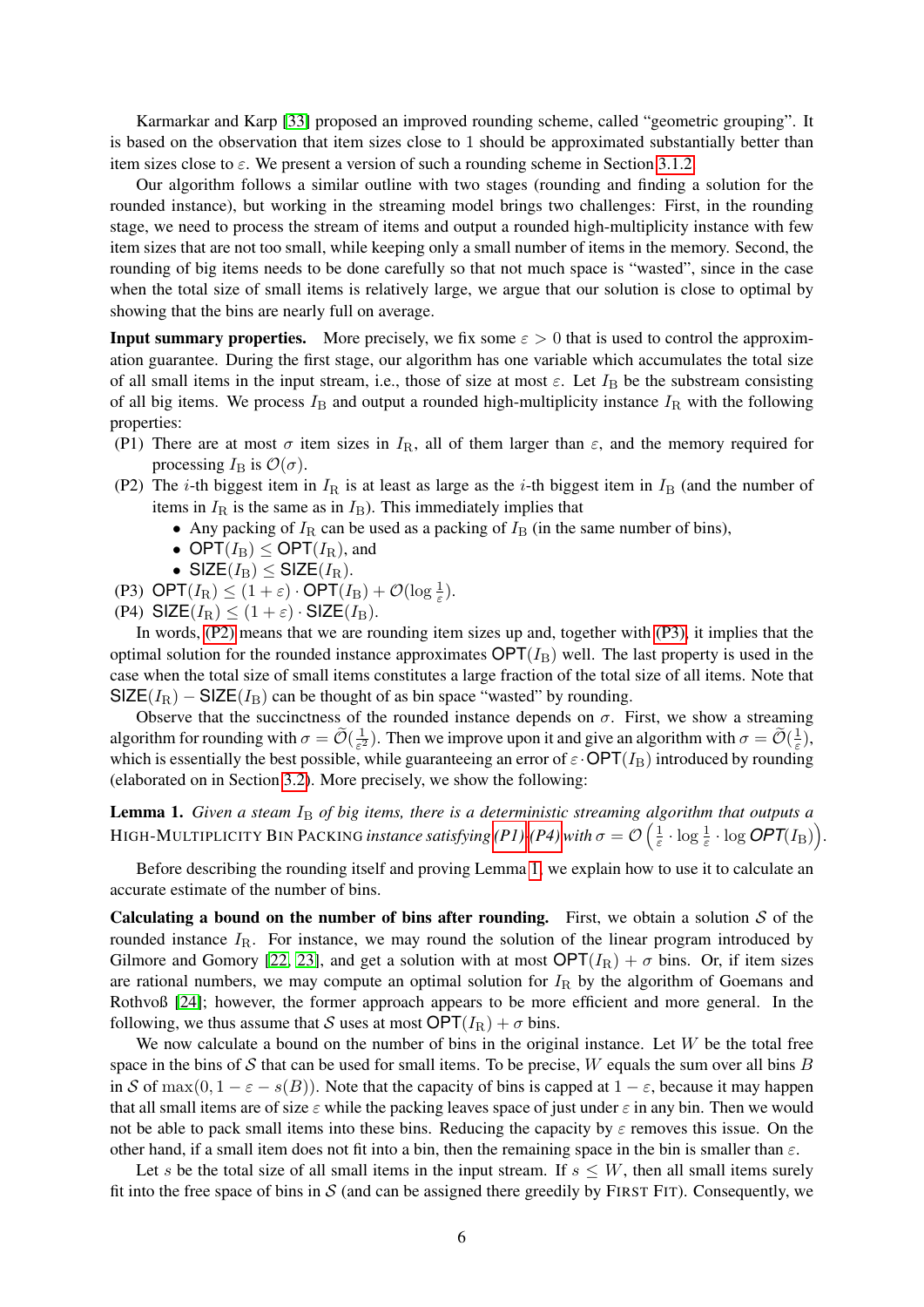Karmarkar and Karp [33] proposed an improved rounding scheme, called "geometric grouping". It is based on the observation that item sizes close to 1 should be approximated substantially better than item sizes close to $\varepsilon$. We present a version of such a rounding scheme in Section 3.1.2.

Our algorithm follows a similar outline with two stages (rounding and finding a solution for the rounded instance), but working in the streaming model brings two challenges: First, in the rounding stage, we need to process the stream of items and output a rounded high-multiplicity instance with few item sizes that are not too small, while keeping only a small number of items in the memory. Second, the rounding of big items needs to be done carefully so that not much space is "wasted", since in the case when the total size of small items is relatively large, we argue that our solution is close to optimal by showing that the bins are nearly full on average.

**Input summary properties.** More precisely, we fix some $\varepsilon > 0$ that is used to control the approximation guarantee. During the first stage, our algorithm has one variable which accumulates the total size of all small items in the input stream, i.e., those of size at most $\varepsilon$. Let $I_\mathrm{B}$ be the substream consisting of all big items. We process $I_\mathrm{B}$ and output a rounded high-multiplicity instance $I_\mathrm{R}$ with the following properties:

- (P1) There are at most $\sigma$ item sizes in $I_\mathrm{R}$, all of them larger than $\varepsilon$, and the memory required for processing $I_\mathrm{B}$ is $\mathcal{O}(\sigma)$.
- (P2) The $i$-th biggest item in $I_\mathrm{R}$ is at least as large as the $i$-th biggest item in $I_\mathrm{B}$ (and the number of items in $I_\mathrm{R}$ is the same as in $I_\mathrm{B}$). This immediately implies that
  - Any packing of $I_\mathrm{R}$ can be used as a packing of $I_\mathrm{B}$ (in the same number of bins),
  - $\mathsf{OPT}(I_\mathrm{B}) \leq \mathsf{OPT}(I_\mathrm{R})$, and
  - $\mathsf{SIZE}(I_\mathrm{B}) \leq \mathsf{SIZE}(I_\mathrm{R})$.
- (P3) $\mathsf{OPT}(I_\mathrm{R}) \leq (1+\varepsilon)\cdot \mathsf{OPT}(I_\mathrm{B}) + \mathcal{O}(\log \frac{1}{\varepsilon})$.
- (P4) $\mathsf{SIZE}(I_\mathrm{R}) \leq (1+\varepsilon)\cdot \mathsf{SIZE}(I_\mathrm{B})$.

In words, (P2) means that we are rounding item sizes up and, together with (P3), it implies that the optimal solution for the rounded instance approximates $\mathsf{OPT}(I_\mathrm{B})$ well. The last property is used in the case when the total size of small items constitutes a large fraction of the total size of all items. Note that $\mathsf{SIZE}(I_\mathrm{R}) - \mathsf{SIZE}(I_\mathrm{B})$ can be thought of as bin space "wasted" by rounding.

Observe that the succinctness of the rounded instance depends on $\sigma$. First, we show a streaming algorithm for rounding with $\sigma = \tilde{\mathcal{O}}(\frac{1}{\varepsilon^2})$. Then we improve upon it and give an algorithm with $\sigma = \tilde{\mathcal{O}}(\frac{1}{\varepsilon})$, which is essentially the best possible, while guaranteeing an error of $\varepsilon \cdot \mathsf{OPT}(I_\mathrm{B})$ introduced by rounding (elaborated on in Section 3.2). More precisely, we show the following:

**Lemma 1.** *Given a steam $I_\mathrm{B}$ of big items, there is a deterministic streaming algorithm that outputs a* HIGH-MULTIPLICITY BIN PACKING *instance satisfying (P1)–(P4) with* $\sigma = \mathcal{O}\left(\frac{1}{\varepsilon}\cdot\log\frac{1}{\varepsilon}\cdot\log \mathsf{OPT}(I_\mathrm{B})\right)$.

Before describing the rounding itself and proving Lemma 1, we explain how to use it to calculate an accurate estimate of the number of bins.

**Calculating a bound on the number of bins after rounding.** First, we obtain a solution $\mathcal{S}$ of the rounded instance $I_\mathrm{R}$. For instance, we may round the solution of the linear program introduced by Gilmore and Gomory [22, 23], and get a solution with at most $\mathsf{OPT}(I_\mathrm{R}) + \sigma$ bins. Or, if item sizes are rational numbers, we may compute an optimal solution for $I_\mathrm{R}$ by the algorithm of Goemans and Rothvoß [24]; however, the former approach appears to be more efficient and more general. In the following, we thus assume that $\mathcal{S}$ uses at most $\mathsf{OPT}(I_\mathrm{R}) + \sigma$ bins.

We now calculate a bound on the number of bins in the original instance. Let $W$ be the total free space in the bins of $\mathcal{S}$ that can be used for small items. To be precise, $W$ equals the sum over all bins $B$ in $\mathcal{S}$ of $\max(0, 1-\varepsilon-s(B))$. Note that the capacity of bins is capped at $1-\varepsilon$, because it may happen that all small items are of size $\varepsilon$ while the packing leaves space of just under $\varepsilon$ in any bin. Then we would not be able to pack small items into these bins. Reducing the capacity by $\varepsilon$ removes this issue. On the other hand, if a small item does not fit into a bin, then the remaining space in the bin is smaller than $\varepsilon$.

Let $s$ be the total size of all small items in the input stream. If $s \leq W$, then all small items surely fit into the free space of bins in $\mathcal{S}$ (and can be assigned there greedily by FIRST FIT). Consequently, we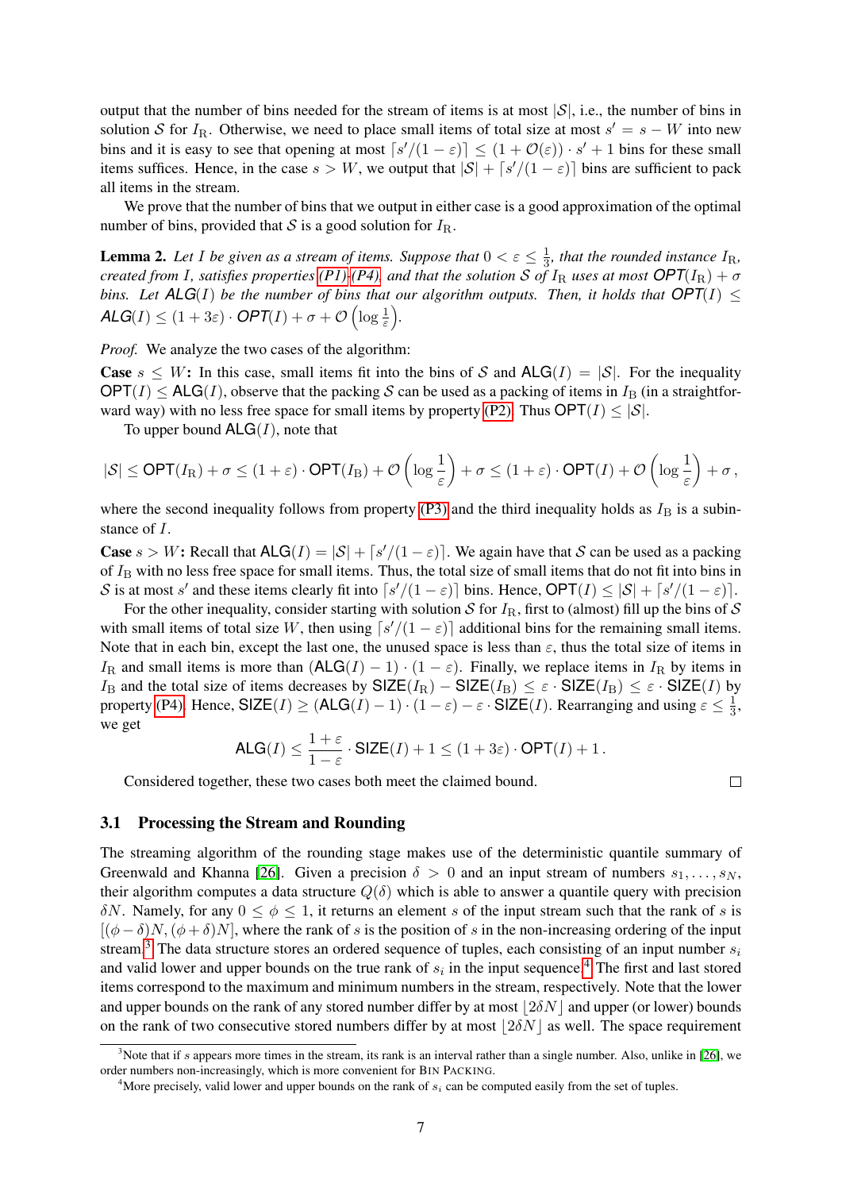output that the number of bins needed for the stream of items is at most $|\mathcal{S}|$, i.e., the number of bins in solution $\mathcal{S}$ for $I_\mathrm{R}$. Otherwise, we need to place small items of total size at most $s' = s - W$ into new bins and it is easy to see that opening at most $\lceil s'/(1-\varepsilon)\rceil \le (1+\mathcal{O}(\varepsilon)) \cdot s' + 1$ bins for these small items suffices. Hence, in the case $s > W$, we output that $|\mathcal{S}| + \lceil s'/(1-\varepsilon)\rceil$ bins are sufficient to pack all items in the stream.

We prove that the number of bins that we output in either case is a good approximation of the optimal number of bins, provided that $\mathcal{S}$ is a good solution for $I_\mathrm{R}$.

**Lemma 2.** *Let $I$ be given as a stream of items. Suppose that $0 < \varepsilon \le \frac{1}{3}$, that the rounded instance $I_\mathrm{R}$, created from $I$, satisfies properties (P1)-(P4), and that the solution $\mathcal{S}$ of $I_\mathrm{R}$ uses at most $\mathsf{OPT}(I_\mathrm{R}) + \sigma$ bins. Let $\mathsf{ALG}(I)$ be the number of bins that our algorithm outputs. Then, it holds that $\mathsf{OPT}(I) \le \mathsf{ALG}(I) \le (1+3\varepsilon)\cdot \mathsf{OPT}(I) + \sigma + \mathcal{O}\left(\log \frac{1}{\varepsilon}\right)$.*

*Proof.* We analyze the two cases of the algorithm:

**Case $s \le W$:** In this case, small items fit into the bins of $\mathcal{S}$ and $\mathsf{ALG}(I) = |\mathcal{S}|$. For the inequality $\mathsf{OPT}(I) \le \mathsf{ALG}(I)$, observe that the packing $\mathcal{S}$ can be used as a packing of items in $I_\mathrm{B}$ (in a straightforward way) with no less free space for small items by property (P2). Thus $\mathsf{OPT}(I) \le |\mathcal{S}|$.

To upper bound $\mathsf{ALG}(I)$, note that

$$|\mathcal{S}| \le \mathsf{OPT}(I_\mathrm{R}) + \sigma \le (1+\varepsilon)\cdot \mathsf{OPT}(I_\mathrm{B}) + \mathcal{O}\left(\log \frac{1}{\varepsilon}\right) + \sigma \le (1+\varepsilon)\cdot \mathsf{OPT}(I) + \mathcal{O}\left(\log \frac{1}{\varepsilon}\right) + \sigma\,,$$

where the second inequality follows from property (P3) and the third inequality holds as $I_\mathrm{B}$ is a subinstance of $I$.

**Case $s > W$:** Recall that $\mathsf{ALG}(I) = |\mathcal{S}| + \lceil s'/(1-\varepsilon)\rceil$. We again have that $\mathcal{S}$ can be used as a packing of $I_\mathrm{B}$ with no less free space for small items. Thus, the total size of small items that do not fit into bins in $\mathcal{S}$ is at most $s'$ and these items clearly fit into $\lceil s'/(1-\varepsilon)\rceil$ bins. Hence, $\mathsf{OPT}(I) \le |\mathcal{S}| + \lceil s'/(1-\varepsilon)\rceil$.

For the other inequality, consider starting with solution $\mathcal{S}$ for $I_\mathrm{R}$, first to (almost) fill up the bins of $\mathcal{S}$ with small items of total size $W$, then using $\lceil s'/(1-\varepsilon)\rceil$ additional bins for the remaining small items. Note that in each bin, except the last one, the unused space is less than $\varepsilon$, thus the total size of items in $I_\mathrm{R}$ and small items is more than $(\mathsf{ALG}(I) - 1)\cdot(1-\varepsilon)$. Finally, we replace items in $I_\mathrm{R}$ by items in $I_\mathrm{B}$ and the total size of items decreases by $\mathsf{SIZE}(I_\mathrm{R}) - \mathsf{SIZE}(I_\mathrm{B}) \le \varepsilon \cdot \mathsf{SIZE}(I_\mathrm{B}) \le \varepsilon \cdot \mathsf{SIZE}(I)$ by property (P4). Hence, $\mathsf{SIZE}(I) \ge (\mathsf{ALG}(I)-1)\cdot(1-\varepsilon) - \varepsilon\cdot\mathsf{SIZE}(I)$. Rearranging and using $\varepsilon \le \frac{1}{3}$, we get

$$\mathsf{ALG}(I) \le \frac{1+\varepsilon}{1-\varepsilon}\cdot \mathsf{SIZE}(I) + 1 \le (1+3\varepsilon)\cdot\mathsf{OPT}(I) + 1\,.$$

Considered together, these two cases both meet the claimed bound. □

### 3.1 Processing the Stream and Rounding

The streaming algorithm of the rounding stage makes use of the deterministic quantile summary of Greenwald and Khanna [26]. Given a precision $\delta > 0$ and an input stream of numbers $s_1, \dots, s_N$, their algorithm computes a data structure $Q(\delta)$ which is able to answer a quantile query with precision $\delta N$. Namely, for any $0 \le \phi \le 1$, it returns an element $s$ of the input stream such that the rank of $s$ is $[(\phi - \delta)N, (\phi+\delta)N]$, where the rank of $s$ is the position of $s$ in the non-increasing ordering of the input stream.[3] The data structure stores an ordered sequence of tuples, each consisting of an input number $s_i$ and valid lower and upper bounds on the true rank of $s_i$ in the input sequence.[4] The first and last stored items correspond to the maximum and minimum numbers in the stream, respectively. Note that the lower and upper bounds on the rank of any stored number differ by at most $\lfloor 2\delta N\rfloor$ and upper (or lower) bounds on the rank of two consecutive stored numbers differ by at most $\lfloor 2\delta N\rfloor$ as well. The space requirement

[3] Note that if $s$ appears more times in the stream, its rank is an interval rather than a single number. Also, unlike in [26], we order numbers non-increasingly, which is more convenient for BIN PACKING.

[4] More precisely, valid lower and upper bounds on the rank of $s_i$ can be computed easily from the set of tuples.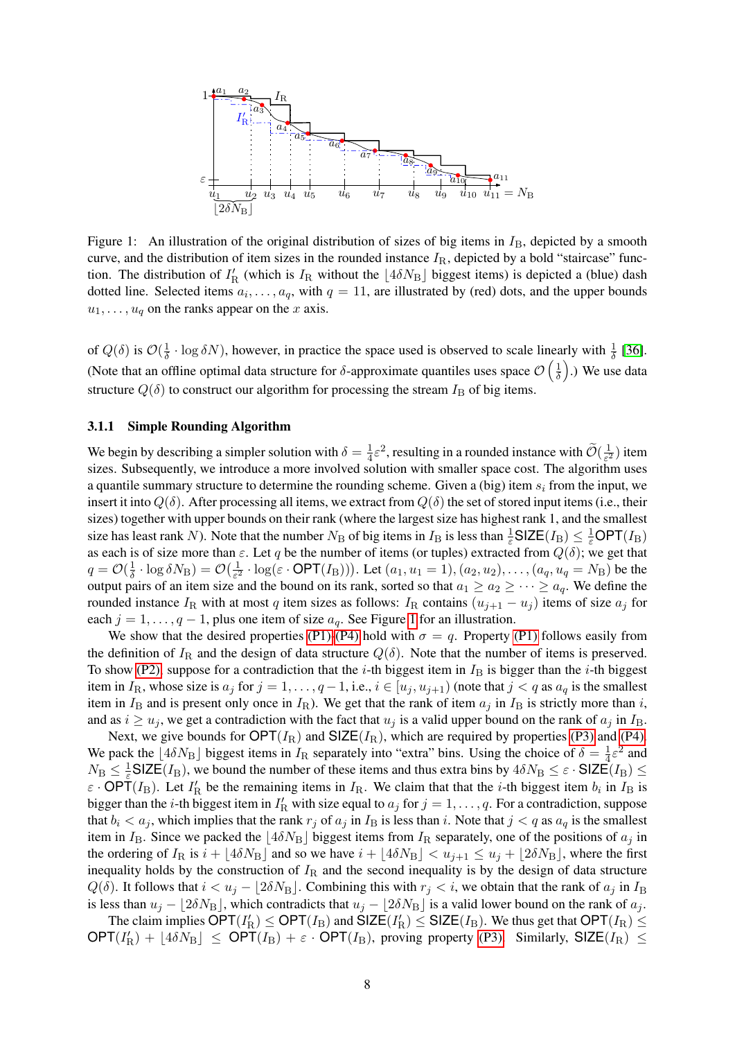Figure 1: An illustration of the original distribution of sizes of big items in $I_{\mathrm{B}}$, depicted by a smooth curve, and the distribution of item sizes in the rounded instance $I_{\mathrm{R}}$, depicted by a bold "staircase" function. The distribution of $I'_{\mathrm{R}}$ (which is $I_{\mathrm{R}}$ without the $\lfloor 4\delta N_{\mathrm{B}} \rfloor$ biggest items) is depicted a (blue) dash dotted line. Selected items $a_i, \dots, a_q$, with $q = 11$, are illustrated by (red) dots, and the upper bounds $u_1, \dots, u_q$ on the ranks appear on the $x$ axis.

of $Q(\delta)$ is $\mathcal{O}(\frac{1}{\delta} \cdot \log \delta N)$, however, in practice the space used is observed to scale linearly with $\frac{1}{\delta}$ [36]. (Note that an offline optimal data structure for $\delta$-approximate quantiles uses space $\mathcal{O}\left(\frac{1}{\delta}\right)$.) We use data structure $Q(\delta)$ to construct our algorithm for processing the stream $I_{\mathrm{B}}$ of big items.

### 3.1.1 Simple Rounding Algorithm

We begin by describing a simpler solution with $\delta = \frac{1}{4}\varepsilon^2$, resulting in a rounded instance with $\widetilde{\mathcal{O}}(\frac{1}{\varepsilon^2})$ item sizes. Subsequently, we introduce a more involved solution with smaller space cost. The algorithm uses a quantile summary structure to determine the rounding scheme. Given a (big) item $s_i$ from the input, we insert it into $Q(\delta)$. After processing all items, we extract from $Q(\delta)$ the set of stored input items (i.e., their sizes) together with upper bounds on their rank (where the largest size has highest rank 1, and the smallest size has least rank $N$). Note that the number $N_{\mathrm{B}}$ of big items in $I_{\mathrm{B}}$ is less than $\frac{1}{\varepsilon}\mathsf{SIZE}(I_{\mathrm{B}}) \le \frac{1}{\varepsilon}\mathsf{OPT}(I_{\mathrm{B}})$ as each is of size more than $\varepsilon$. Let $q$ be the number of items (or tuples) extracted from $Q(\delta)$; we get that $q = \mathcal{O}(\frac{1}{\delta} \cdot \log \delta N_{\mathrm{B}}) = \mathcal{O}(\frac{1}{\varepsilon^2} \cdot \log(\varepsilon \cdot \mathsf{OPT}(I_{\mathrm{B}})))$. Let $(a_1, u_1 = 1), (a_2, u_2), \dots, (a_q, u_q = N_{\mathrm{B}})$ be the output pairs of an item size and the bound on its rank, sorted so that $a_1 \ge a_2 \ge \cdots \ge a_q$. We define the rounded instance $I_{\mathrm{R}}$ with at most $q$ item sizes as follows: $I_{\mathrm{R}}$ contains $(u_{j+1} - u_j)$ items of size $a_j$ for each $j = 1, \dots, q-1$, plus one item of size $a_q$. See Figure 1 for an illustration.

We show that the desired properties (P1)-(P4) hold with $\sigma = q$. Property (P1) follows easily from the definition of $I_{\mathrm{R}}$ and the design of data structure $Q(\delta)$. Note that the number of items is preserved. To show (P2), suppose for a contradiction that the $i$-th biggest item in $I_{\mathrm{B}}$ is bigger than the $i$-th biggest item in $I_{\mathrm{R}}$, whose size is $a_j$ for $j = 1, \dots, q-1$, i.e., $i \in [u_j, u_{j+1})$ (note that $j < q$ as $a_q$ is the smallest item in $I_{\mathrm{B}}$ and is present only once in $I_{\mathrm{R}}$). We get that the rank of item $a_j$ in $I_{\mathrm{B}}$ is strictly more than $i$, and as $i \ge u_j$, we get a contradiction with the fact that $u_j$ is a valid upper bound on the rank of $a_j$ in $I_{\mathrm{B}}$.

Next, we give bounds for $\mathsf{OPT}(I_{\mathrm{R}})$ and $\mathsf{SIZE}(I_{\mathrm{R}})$, which are required by properties (P3) and (P4). We pack the $\lfloor 4\delta N_{\mathrm{B}} \rfloor$ biggest items in $I_{\mathrm{R}}$ separately into "extra" bins. Using the choice of $\delta = \frac{1}{4}\varepsilon^2$ and $N_{\mathrm{B}} \le \frac{1}{\varepsilon}\mathsf{SIZE}(I_{\mathrm{B}})$, we bound the number of these items and thus extra bins by $4\delta N_{\mathrm{B}} \le \varepsilon \cdot \mathsf{SIZE}(I_{\mathrm{B}}) \le \varepsilon \cdot \mathsf{OPT}(I_{\mathrm{B}})$. Let $I'_{\mathrm{R}}$ be the remaining items in $I_{\mathrm{R}}$. We claim that that the $i$-th biggest item $b_i$ in $I_{\mathrm{B}}$ is bigger than the $i$-th biggest item in $I'_{\mathrm{R}}$ with size equal to $a_j$ for $j = 1, \dots, q$. For a contradiction, suppose that $b_i < a_j$, which implies that the rank $r_j$ of $a_j$ in $I_{\mathrm{B}}$ is less than $i$. Note that $j < q$ as $a_q$ is the smallest item in $I_{\mathrm{B}}$. Since we packed the $\lfloor 4\delta N_{\mathrm{B}} \rfloor$ biggest items from $I_{\mathrm{R}}$ separately, one of the positions of $a_j$ in the ordering of $I_{\mathrm{R}}$ is $i + \lfloor 4\delta N_{\mathrm{B}} \rfloor$ and so we have $i + \lfloor 4\delta N_{\mathrm{B}} \rfloor < u_{j+1} \le u_j + \lfloor 2\delta N_{\mathrm{B}} \rfloor$, where the first inequality holds by the construction of $I_{\mathrm{R}}$ and the second inequality is by the design of data structure $Q(\delta)$. It follows that $i < u_j - \lfloor 2\delta N_{\mathrm{B}} \rfloor$. Combining this with $r_j < i$, we obtain that the rank of $a_j$ in $I_{\mathrm{B}}$ is less than $u_j - \lfloor 2\delta N_{\mathrm{B}} \rfloor$, which contradicts that $u_j - \lfloor 2\delta N_{\mathrm{B}} \rfloor$ is a valid lower bound on the rank of $a_j$.

The claim implies $\mathsf{OPT}(I'_{\mathrm{R}}) \le \mathsf{OPT}(I_{\mathrm{B}})$ and $\mathsf{SIZE}(I'_{\mathrm{R}}) \le \mathsf{SIZE}(I_{\mathrm{B}})$. We thus get that $\mathsf{OPT}(I_{\mathrm{R}}) \le \mathsf{OPT}(I'_{\mathrm{R}}) + \lfloor 4\delta N_{\mathrm{B}} \rfloor \le \mathsf{OPT}(I_{\mathrm{B}}) + \varepsilon \cdot \mathsf{OPT}(I_{\mathrm{B}})$, proving property (P3). Similarly, $\mathsf{SIZE}(I_{\mathrm{R}}) \le$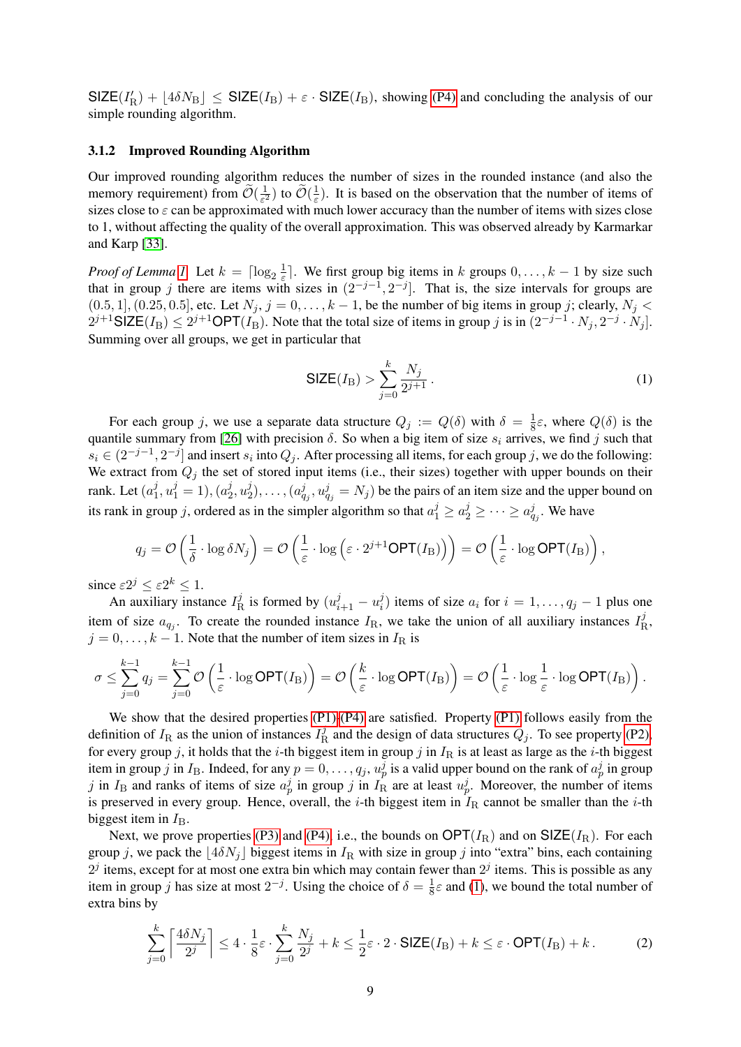$\mathsf{SIZE}(I'_{\mathrm{R}}) + \lfloor 4\delta N_{\mathrm{B}} \rfloor \leq \mathsf{SIZE}(I_{\mathrm{B}}) + \varepsilon \cdot \mathsf{SIZE}(I_{\mathrm{B}})$, showing (P4) and concluding the analysis of our simple rounding algorithm.

### 3.1.2 Improved Rounding Algorithm

Our improved rounding algorithm reduces the number of sizes in the rounded instance (and also the memory requirement) from $\widetilde{\mathcal{O}}(\frac{1}{\varepsilon^2})$ to $\widetilde{\mathcal{O}}(\frac{1}{\varepsilon})$. It is based on the observation that the number of items of sizes close to $\varepsilon$ can be approximated with much lower accuracy than the number of items with sizes close to 1, without affecting the quality of the overall approximation. This was observed already by Karmarkar and Karp [33].

*Proof of Lemma 1.* Let $k = \lceil \log_2 \frac{1}{\varepsilon} \rceil$. We first group big items in $k$ groups $0, \ldots, k-1$ by size such that in group $j$ there are items with sizes in $(2^{-j-1}, 2^{-j}]$. That is, the size intervals for groups are $(0.5, 1], (0.25, 0.5]$, etc. Let $N_j$, $j = 0, \ldots, k-1$, be the number of big items in group $j$; clearly, $N_j < 2^{j+1}\mathsf{SIZE}(I_{\mathrm{B}}) \leq 2^{j+1}\mathsf{OPT}(I_{\mathrm{B}})$. Note that the total size of items in group $j$ is in $(2^{-j-1} \cdot N_j, 2^{-j} \cdot N_j]$. Summing over all groups, we get in particular that

$$\mathsf{SIZE}(I_{\mathrm{B}}) > \sum_{j=0}^{k} \frac{N_j}{2^{j+1}} \,. \tag{1}$$

For each group $j$, we use a separate data structure $Q_j := Q(\delta)$ with $\delta = \frac{1}{8}\varepsilon$, where $Q(\delta)$ is the quantile summary from [26] with precision $\delta$. So when a big item of size $s_i$ arrives, we find $j$ such that $s_i \in (2^{-j-1}, 2^{-j}]$ and insert $s_i$ into $Q_j$. After processing all items, for each group $j$, we do the following: We extract from $Q_j$ the set of stored input items (i.e., their sizes) together with upper bounds on their rank. Let $(a_1^j, u_1^j = 1), (a_2^j, u_2^j), \ldots, (a_{q_j}^j, u_{q_j}^j = N_j)$ be the pairs of an item size and the upper bound on its rank in group $j$, ordered as in the simpler algorithm so that $a_1^j \geq a_2^j \geq \cdots \geq a_{q_j}^j$. We have

$$q_j = \mathcal{O}\left(\frac{1}{\delta} \cdot \log \delta N_j\right) = \mathcal{O}\left(\frac{1}{\varepsilon} \cdot \log\left(\varepsilon \cdot 2^{j+1}\mathsf{OPT}(I_{\mathrm{B}})\right)\right) = \mathcal{O}\left(\frac{1}{\varepsilon} \cdot \log \mathsf{OPT}(I_{\mathrm{B}})\right),$$

since $\varepsilon 2^j \leq \varepsilon 2^k \leq 1$.

An auxiliary instance $I_{\mathrm{R}}^j$ is formed by $(u_{i+1}^j - u_i^j)$ items of size $a_i$ for $i = 1, \ldots, q_j - 1$ plus one item of size $a_{q_j}$. To create the rounded instance $I_{\mathrm{R}}$, we take the union of all auxiliary instances $I_{\mathrm{R}}^j$, $j = 0, \ldots, k-1$. Note that the number of item sizes in $I_{\mathrm{R}}$ is

$$\sigma \leq \sum_{j=0}^{k-1} q_j = \sum_{j=0}^{k-1} \mathcal{O}\left(\frac{1}{\varepsilon} \cdot \log \mathsf{OPT}(I_{\mathrm{B}})\right) = \mathcal{O}\left(\frac{k}{\varepsilon} \cdot \log \mathsf{OPT}(I_{\mathrm{B}})\right) = \mathcal{O}\left(\frac{1}{\varepsilon} \cdot \log \frac{1}{\varepsilon} \cdot \log \mathsf{OPT}(I_{\mathrm{B}})\right).$$

We show that the desired properties (P1)-(P4) are satisfied. Property (P1) follows easily from the definition of $I_{\mathrm{R}}$ as the union of instances $I_{\mathrm{R}}^j$ and the design of data structures $Q_j$. To see property (P2), for every group $j$, it holds that the $i$-th biggest item in group $j$ in $I_{\mathrm{R}}$ is at least as large as the $i$-th biggest item in group $j$ in $I_{\mathrm{B}}$. Indeed, for any $p = 0, \ldots, q_j$, $u_p^j$ is a valid upper bound on the rank of $a_p^j$ in group $j$ in $I_{\mathrm{B}}$ and ranks of items of size $a_p^j$ in group $j$ in $I_{\mathrm{R}}$ are at least $u_p^j$. Moreover, the number of items is preserved in every group. Hence, the $i$-th biggest item in $I_{\mathrm{R}}$ cannot be smaller than the $i$-th biggest item in $I_{\mathrm{B}}$.

Next, we prove properties (P3) and (P4), i.e., the bounds on $\mathsf{OPT}(I_{\mathrm{R}})$ and on $\mathsf{SIZE}(I_{\mathrm{R}})$. For each group $j$, we pack the $\lfloor 4\delta N_j \rfloor$ biggest items in $I_{\mathrm{R}}$ with size in group $j$ into "extra" bins, each containing $2^j$ items, except for at most one extra bin which may contain fewer than $2^j$ items. This is possible as any item in group $j$ has size at most $2^{-j}$. Using the choice of $\delta = \frac{1}{8}\varepsilon$ and (1), we bound the total number of extra bins by

$$\sum_{j=0}^{k} \left\lceil \frac{4\delta N_j}{2^j} \right\rceil \leq 4 \cdot \frac{1}{8}\varepsilon \cdot \sum_{j=0}^{k} \frac{N_j}{2^j} + k \leq \frac{1}{2}\varepsilon \cdot 2 \cdot \mathsf{SIZE}(I_{\mathrm{B}}) + k \leq \varepsilon \cdot \mathsf{OPT}(I_{\mathrm{B}}) + k \,. \tag{2}$$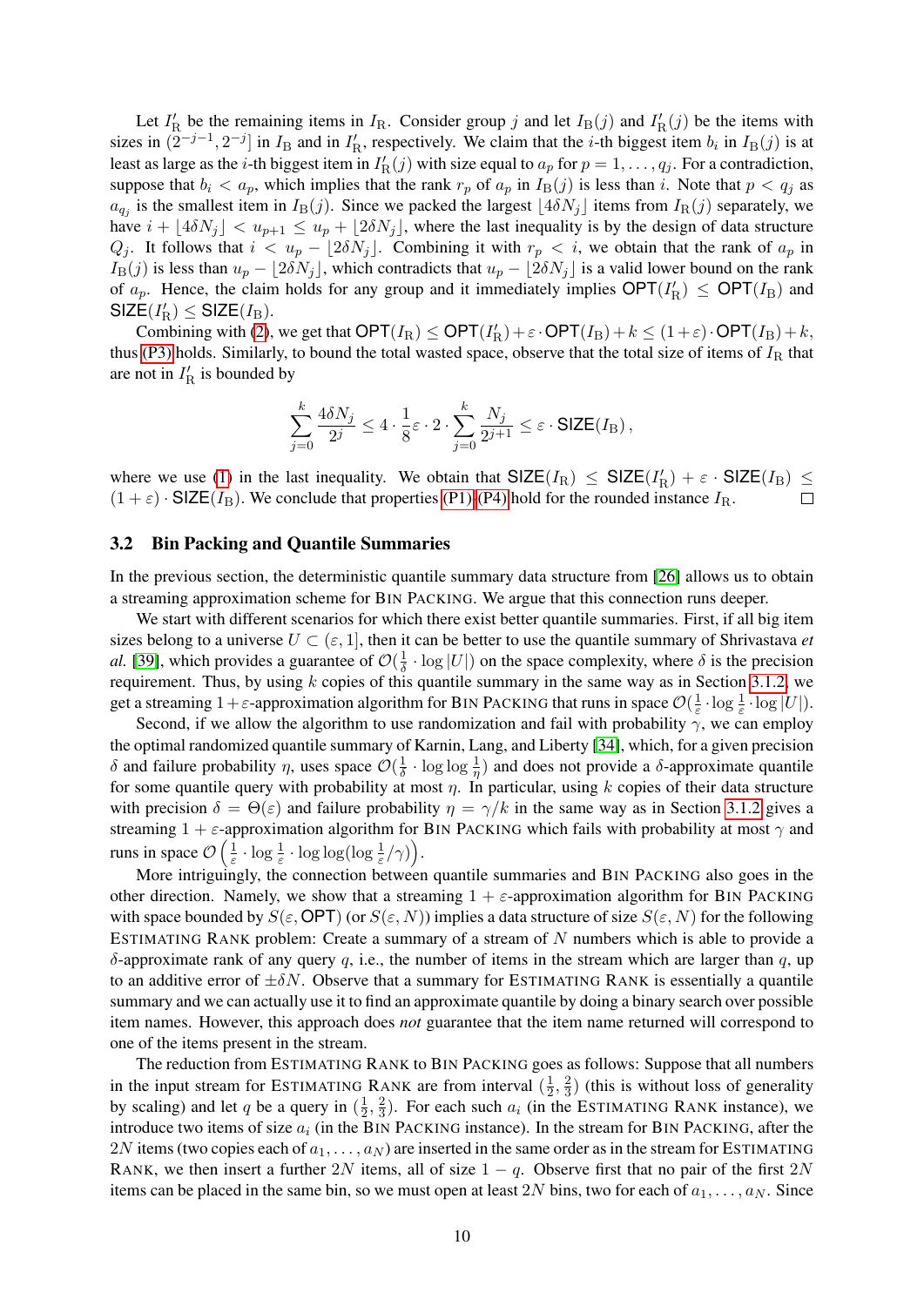Let $I'_{\mathrm{R}}$ be the remaining items in $I_{\mathrm{R}}$. Consider group $j$ and let $I_{\mathrm{B}}(j)$ and $I'_{\mathrm{R}}(j)$ be the items with sizes in $(2^{-j-1}, 2^{-j}]$ in $I_{\mathrm{B}}$ and in $I'_{\mathrm{R}}$, respectively. We claim that the $i$-th biggest item $b_i$ in $I_{\mathrm{B}}(j)$ is at least as large as the $i$-th biggest item in $I'_{\mathrm{R}}(j)$ with size equal to $a_p$ for $p = 1, \ldots, q_j$. For a contradiction, suppose that $b_i < a_p$, which implies that the rank $r_p$ of $a_p$ in $I_{\mathrm{B}}(j)$ is less than $i$. Note that $p < q_j$ as $a_{q_j}$ is the smallest item in $I_{\mathrm{B}}(j)$. Since we packed the largest $\lfloor 4\delta N_j \rfloor$ items from $I_{\mathrm{R}}(j)$ separately, we have $i + \lfloor 4\delta N_j \rfloor < u_{p+1} \leq u_p + \lfloor 2\delta N_j \rfloor$, where the last inequality is by the design of data structure $Q_j$. It follows that $i < u_p - \lfloor 2\delta N_j \rfloor$. Combining it with $r_p < i$, we obtain that the rank of $a_p$ in $I_{\mathrm{B}}(j)$ is less than $u_p - \lfloor 2\delta N_j \rfloor$, which contradicts that $u_p - \lfloor 2\delta N_j \rfloor$ is a valid lower bound on the rank of $a_p$. Hence, the claim holds for any group and it immediately implies $\mathsf{OPT}(I'_{\mathrm{R}}) \leq \mathsf{OPT}(I_{\mathrm{B}})$ and $\mathsf{SIZE}(I'_{\mathrm{R}}) \leq \mathsf{SIZE}(I_{\mathrm{B}})$.

Combining with (2), we get that $\mathsf{OPT}(I_{\mathrm{R}}) \leq \mathsf{OPT}(I'_{\mathrm{R}}) + \varepsilon \cdot \mathsf{OPT}(I_{\mathrm{B}}) + k \leq (1+\varepsilon) \cdot \mathsf{OPT}(I_{\mathrm{B}}) + k$, thus (P3) holds. Similarly, to bound the total wasted space, observe that the total size of items of $I_{\mathrm{R}}$ that are not in $I'_{\mathrm{R}}$ is bounded by

$$\sum_{j=0}^{k} \frac{4\delta N_j}{2^j} \leq 4 \cdot \frac{1}{8}\varepsilon \cdot 2 \cdot \sum_{j=0}^{k} \frac{N_j}{2^{j+1}} \leq \varepsilon \cdot \mathsf{SIZE}(I_{\mathrm{B}}),$$

where we use (1) in the last inequality. We obtain that $\mathsf{SIZE}(I_{\mathrm{R}}) \leq \mathsf{SIZE}(I'_{\mathrm{R}}) + \varepsilon \cdot \mathsf{SIZE}(I_{\mathrm{B}}) \leq (1+\varepsilon) \cdot \mathsf{SIZE}(I_{\mathrm{B}})$. We conclude that properties (P1)-(P4) hold for the rounded instance $I_{\mathrm{R}}$. ☐

### 3.2 Bin Packing and Quantile Summaries

In the previous section, the deterministic quantile summary data structure from [26] allows us to obtain a streaming approximation scheme for Bin Packing. We argue that this connection runs deeper.

We start with different scenarios for which there exist better quantile summaries. First, if all big item sizes belong to a universe $U \subset (\varepsilon, 1]$, then it can be better to use the quantile summary of Shrivastava *et al.* [39], which provides a guarantee of $\mathcal{O}(\frac{1}{\delta} \cdot \log |U|)$ on the space complexity, where $\delta$ is the precision requirement. Thus, by using $k$ copies of this quantile summary in the same way as in Section 3.1.2, we get a streaming $1+\varepsilon$-approximation algorithm for Bin Packing that runs in space $\mathcal{O}(\frac{1}{\varepsilon} \cdot \log \frac{1}{\varepsilon} \cdot \log |U|)$.

Second, if we allow the algorithm to use randomization and fail with probability $\gamma$, we can employ the optimal randomized quantile summary of Karnin, Lang, and Liberty [34], which, for a given precision $\delta$ and failure probability $\eta$, uses space $\mathcal{O}(\frac{1}{\delta} \cdot \log \log \frac{1}{\eta})$ and does not provide a $\delta$-approximate quantile for some quantile query with probability at most $\eta$. In particular, using $k$ copies of their data structure with precision $\delta = \Theta(\varepsilon)$ and failure probability $\eta = \gamma/k$ in the same way as in Section 3.1.2 gives a streaming $1+\varepsilon$-approximation algorithm for Bin Packing which fails with probability at most $\gamma$ and runs in space $\mathcal{O}\left(\frac{1}{\varepsilon} \cdot \log \frac{1}{\varepsilon} \cdot \log \log (\log \frac{1}{\varepsilon} / \gamma)\right)$.

More intriguingly, the connection between quantile summaries and Bin Packing also goes in the other direction. Namely, we show that a streaming $1+\varepsilon$-approximation algorithm for Bin Packing with space bounded by $S(\varepsilon, \mathsf{OPT})$ (or $S(\varepsilon, N)$) implies a data structure of size $S(\varepsilon, N)$ for the following Estimating Rank problem: Create a summary of a stream of $N$ numbers which is able to provide a $\delta$-approximate rank of any query $q$, i.e., the number of items in the stream which are larger than $q$, up to an additive error of $\pm\delta N$. Observe that a summary for Estimating Rank is essentially a quantile summary and we can actually use it to find an approximate quantile by doing a binary search over possible item names. However, this approach does *not* guarantee that the item name returned will correspond to one of the items present in the stream.

The reduction from Estimating Rank to Bin Packing goes as follows: Suppose that all numbers in the input stream for Estimating Rank are from interval $(\frac{1}{2}, \frac{2}{3})$ (this is without loss of generality by scaling) and let $q$ be a query in $(\frac{1}{2}, \frac{2}{3})$. For each such $a_i$ (in the Estimating Rank instance), we introduce two items of size $a_i$ (in the Bin Packing instance). In the stream for Bin Packing, after the $2N$ items (two copies each of $a_1, \ldots, a_N$) are inserted in the same order as in the stream for Estimating Rank, we then insert a further $2N$ items, all of size $1 - q$. Observe first that no pair of the first $2N$ items can be placed in the same bin, so we must open at least $2N$ bins, two for each of $a_1, \ldots, a_N$. Since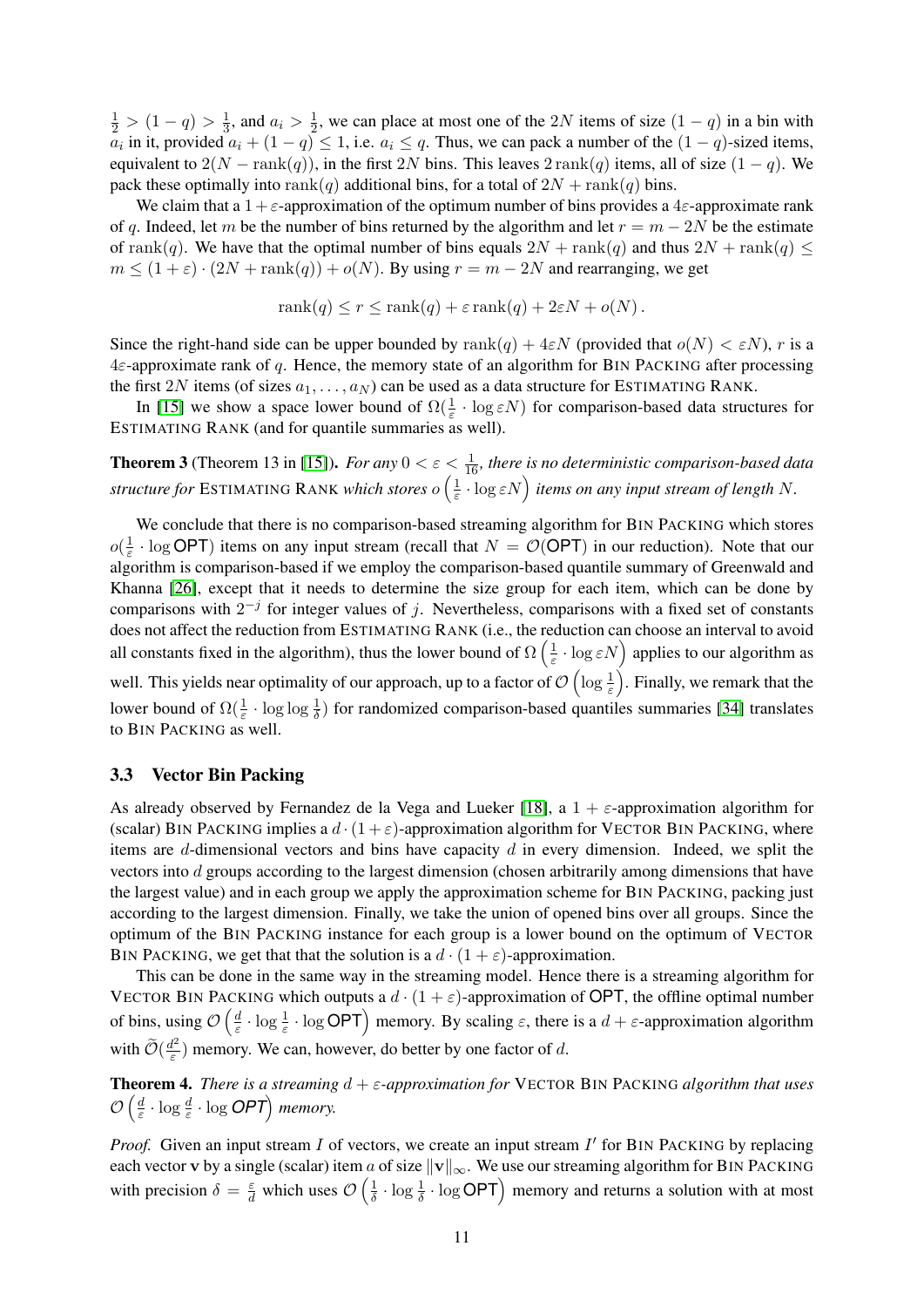$\frac{1}{2} > (1-q) > \frac{1}{3}$, and $a_i > \frac{1}{2}$, we can place at most one of the $2N$ items of size $(1-q)$ in a bin with $a_i$ in it, provided $a_i + (1-q) \leq 1$, i.e. $a_i \leq q$. Thus, we can pack a number of the $(1-q)$-sized items, equivalent to $2(N - \text{rank}(q))$, in the first $2N$ bins. This leaves $2\,\text{rank}(q)$ items, all of size $(1-q)$. We pack these optimally into $\text{rank}(q)$ additional bins, for a total of $2N + \text{rank}(q)$ bins.

We claim that a $1+\varepsilon$-approximation of the optimum number of bins provides a $4\varepsilon$-approximate rank of $q$. Indeed, let $m$ be the number of bins returned by the algorithm and let $r = m - 2N$ be the estimate of $\text{rank}(q)$. We have that the optimal number of bins equals $2N + \text{rank}(q)$ and thus $2N + \text{rank}(q) \leq m \leq (1+\varepsilon)\cdot(2N + \text{rank}(q)) + o(N)$. By using $r = m - 2N$ and rearranging, we get

$$\text{rank}(q) \leq r \leq \text{rank}(q) + \varepsilon\,\text{rank}(q) + 2\varepsilon N + o(N)\,.$$

Since the right-hand side can be upper bounded by $\text{rank}(q) + 4\varepsilon N$ (provided that $o(N) < \varepsilon N$), $r$ is a $4\varepsilon$-approximate rank of $q$. Hence, the memory state of an algorithm for BIN PACKING after processing the first $2N$ items (of sizes $a_1, \ldots, a_N$) can be used as a data structure for ESTIMATING RANK.

In [15] we show a space lower bound of $\Omega(\frac{1}{\varepsilon} \cdot \log \varepsilon N)$ for comparison-based data structures for ESTIMATING RANK (and for quantile summaries as well).

**Theorem 3** (Theorem 13 in [15]). *For any $0 < \varepsilon < \frac{1}{16}$, there is no deterministic comparison-based data structure for* ESTIMATING RANK *which stores $o\left(\frac{1}{\varepsilon} \cdot \log \varepsilon N\right)$ items on any input stream of length $N$.*

We conclude that there is no comparison-based streaming algorithm for BIN PACKING which stores $o(\frac{1}{\varepsilon} \cdot \log \mathsf{OPT})$ items on any input stream (recall that $N = \mathcal{O}(\mathsf{OPT})$ in our reduction). Note that our algorithm is comparison-based if we employ the comparison-based quantile summary of Greenwald and Khanna [26], except that it needs to determine the size group for each item, which can be done by comparisons with $2^{-j}$ for integer values of $j$. Nevertheless, comparisons with a fixed set of constants does not affect the reduction from ESTIMATING RANK (i.e., the reduction can choose an interval to avoid all constants fixed in the algorithm), thus the lower bound of $\Omega\left(\frac{1}{\varepsilon} \cdot \log \varepsilon N\right)$ applies to our algorithm as well. This yields near optimality of our approach, up to a factor of $\mathcal{O}\left(\log \frac{1}{\varepsilon}\right)$. Finally, we remark that the lower bound of $\Omega(\frac{1}{\varepsilon} \cdot \log\log \frac{1}{\delta})$ for randomized comparison-based quantiles summaries [34] translates to BIN PACKING as well.

### 3.3 Vector Bin Packing

As already observed by Fernandez de la Vega and Lueker [18], a $1+\varepsilon$-approximation algorithm for (scalar) BIN PACKING implies a $d\cdot(1+\varepsilon)$-approximation algorithm for VECTOR BIN PACKING, where items are $d$-dimensional vectors and bins have capacity $d$ in every dimension. Indeed, we split the vectors into $d$ groups according to the largest dimension (chosen arbitrarily among dimensions that have the largest value) and in each group we apply the approximation scheme for BIN PACKING, packing just according to the largest dimension. Finally, we take the union of opened bins over all groups. Since the optimum of the BIN PACKING instance for each group is a lower bound on the optimum of VECTOR BIN PACKING, we get that that the solution is a $d\cdot(1+\varepsilon)$-approximation.

This can be done in the same way in the streaming model. Hence there is a streaming algorithm for VECTOR BIN PACKING which outputs a $d\cdot(1+\varepsilon)$-approximation of $\mathsf{OPT}$, the offline optimal number of bins, using $\mathcal{O}\left(\frac{d}{\varepsilon} \cdot \log \frac{1}{\varepsilon} \cdot \log \mathsf{OPT}\right)$ memory. By scaling $\varepsilon$, there is a $d+\varepsilon$-approximation algorithm with $\widetilde{\mathcal{O}}(\frac{d^2}{\varepsilon})$ memory. We can, however, do better by one factor of $d$.

**Theorem 4.** *There is a streaming $d+\varepsilon$-approximation for* VECTOR BIN PACKING *algorithm that uses $\mathcal{O}\left(\frac{d}{\varepsilon} \cdot \log \frac{d}{\varepsilon} \cdot \log \mathsf{OPT}\right)$ memory.*

*Proof.* Given an input stream $I$ of vectors, we create an input stream $I'$ for BIN PACKING by replacing each vector $\mathbf{v}$ by a single (scalar) item $a$ of size $\|\mathbf{v}\|_\infty$. We use our streaming algorithm for BIN PACKING with precision $\delta = \frac{\varepsilon}{d}$ which uses $\mathcal{O}\left(\frac{1}{\delta} \cdot \log \frac{1}{\delta} \cdot \log \mathsf{OPT}\right)$ memory and returns a solution with at most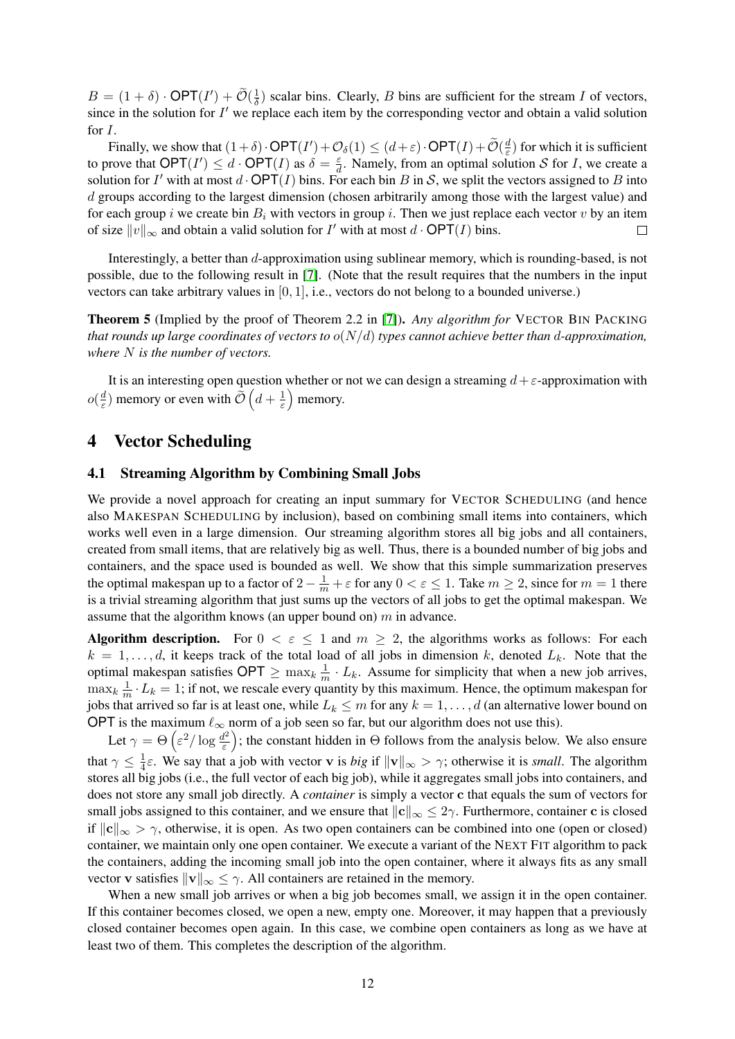$B = (1 + \delta) \cdot \mathsf{OPT}(I') + \widetilde{\mathcal{O}}(\frac{1}{\delta})$ scalar bins. Clearly, $B$ bins are sufficient for the stream $I$ of vectors, since in the solution for $I'$ we replace each item by the corresponding vector and obtain a valid solution for $I$.

Finally, we show that $(1+\delta) \cdot \mathsf{OPT}(I') + \mathcal{O}_\delta(1) \leq (d+\varepsilon) \cdot \mathsf{OPT}(I) + \widetilde{\mathcal{O}}(\frac{d}{\varepsilon})$ for which it is sufficient to prove that $\mathsf{OPT}(I') \leq d \cdot \mathsf{OPT}(I)$ as $\delta = \frac{\varepsilon}{d}$. Namely, from an optimal solution $\mathcal{S}$ for $I$, we create a solution for $I'$ with at most $d \cdot \mathsf{OPT}(I)$ bins. For each bin $B$ in $\mathcal{S}$, we split the vectors assigned to $B$ into $d$ groups according to the largest dimension (chosen arbitrarily among those with the largest value) and for each group $i$ we create bin $B_i$ with vectors in group $i$. Then we just replace each vector $v$ by an item of size $\|v\|_\infty$ and obtain a valid solution for $I'$ with at most $d \cdot \mathsf{OPT}(I)$ bins. $\square$

Interestingly, a better than $d$-approximation using sublinear memory, which is rounding-based, is not possible, due to the following result in [7]. (Note that the result requires that the numbers in the input vectors can take arbitrary values in $[0, 1]$, i.e., vectors do not belong to a bounded universe.)

**Theorem 5** (Implied by the proof of Theorem 2.2 in [7]). *Any algorithm for* VECTOR BIN PACKING *that rounds up large coordinates of vectors to $o(N/d)$ types cannot achieve better than $d$-approximation, where $N$ is the number of vectors.*

It is an interesting open question whether or not we can design a streaming $d+\varepsilon$-approximation with $o(\frac{d}{\varepsilon})$ memory or even with $\widetilde{\mathcal{O}}\left(d + \frac{1}{\varepsilon}\right)$ memory.

## 4 Vector Scheduling

### 4.1 Streaming Algorithm by Combining Small Jobs

We provide a novel approach for creating an input summary for VECTOR SCHEDULING (and hence also MAKESPAN SCHEDULING by inclusion), based on combining small items into containers, which works well even in a large dimension. Our streaming algorithm stores all big jobs and all containers, created from small items, that are relatively big as well. Thus, there is a bounded number of big jobs and containers, and the space used is bounded as well. We show that this simple summarization preserves the optimal makespan up to a factor of $2 - \frac{1}{m} + \varepsilon$ for any $0 < \varepsilon \leq 1$. Take $m \geq 2$, since for $m = 1$ there is a trivial streaming algorithm that just sums up the vectors of all jobs to get the optimal makespan. We assume that the algorithm knows (an upper bound on) $m$ in advance.

**Algorithm description.** For $0 < \varepsilon \leq 1$ and $m \geq 2$, the algorithms works as follows: For each $k = 1, \ldots, d$, it keeps track of the total load of all jobs in dimension $k$, denoted $L_k$. Note that the optimal makespan satisfies $\mathsf{OPT} \geq \max_k \frac{1}{m} \cdot L_k$. Assume for simplicity that when a new job arrives, $\max_k \frac{1}{m} \cdot L_k = 1$; if not, we rescale every quantity by this maximum. Hence, the optimum makespan for jobs that arrived so far is at least one, while $L_k \leq m$ for any $k = 1, \ldots, d$ (an alternative lower bound on $\mathsf{OPT}$ is the maximum $\ell_\infty$ norm of a job seen so far, but our algorithm does not use this).

Let $\gamma = \Theta\left(\varepsilon^2 / \log \frac{d^2}{\varepsilon}\right)$; the constant hidden in $\Theta$ follows from the analysis below. We also ensure that $\gamma \leq \frac{1}{4}\varepsilon$. We say that a job with vector $\mathbf{v}$ is *big* if $\|\mathbf{v}\|_\infty > \gamma$; otherwise it is *small*. The algorithm stores all big jobs (i.e., the full vector of each big job), while it aggregates small jobs into containers, and does not store any small job directly. A *container* is simply a vector $\mathbf{c}$ that equals the sum of vectors for small jobs assigned to this container, and we ensure that $\|\mathbf{c}\|_\infty \leq 2\gamma$. Furthermore, container $\mathbf{c}$ is closed if $\|\mathbf{c}\|_\infty > \gamma$, otherwise, it is open. As two open containers can be combined into one (open or closed) container, we maintain only one open container. We execute a variant of the NEXT FIT algorithm to pack the containers, adding the incoming small job into the open container, where it always fits as any small vector $\mathbf{v}$ satisfies $\|\mathbf{v}\|_\infty \leq \gamma$. All containers are retained in the memory.

When a new small job arrives or when a big job becomes small, we assign it in the open container. If this container becomes closed, we open a new, empty one. Moreover, it may happen that a previously closed container becomes open again. In this case, we combine open containers as long as we have at least two of them. This completes the description of the algorithm.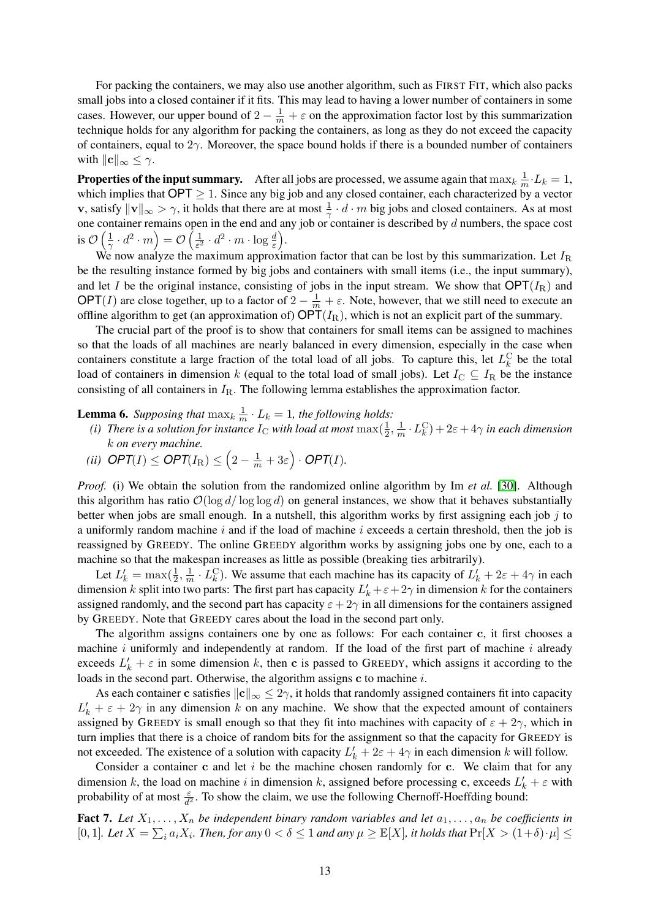For packing the containers, we may also use another algorithm, such as FIRST FIT, which also packs small jobs into a closed container if it fits. This may lead to having a lower number of containers in some cases. However, our upper bound of $2 - \frac{1}{m} + \varepsilon$ on the approximation factor lost by this summarization technique holds for any algorithm for packing the containers, as long as they do not exceed the capacity of containers, equal to $2\gamma$. Moreover, the space bound holds if there is a bounded number of containers with $\|\mathbf{c}\|_\infty \leq \gamma$.

**Properties of the input summary.** After all jobs are processed, we assume again that $\max_k \frac{1}{m} \cdot L_k = 1$, which implies that $\mathsf{OPT} \geq 1$. Since any big job and any closed container, each characterized by a vector $\mathbf{v}$, satisfy $\|\mathbf{v}\|_\infty > \gamma$, it holds that there are at most $\frac{1}{\gamma} \cdot d \cdot m$ big jobs and closed containers. As at most one container remains open in the end and any job or container is described by $d$ numbers, the space cost is $\mathcal{O}\left(\frac{1}{\gamma} \cdot d^2 \cdot m\right) = \mathcal{O}\left(\frac{1}{\varepsilon^2} \cdot d^2 \cdot m \cdot \log \frac{d}{\varepsilon}\right)$.

We now analyze the maximum approximation factor that can be lost by this summarization. Let $I_{\mathrm{R}}$ be the resulting instance formed by big jobs and containers with small items (i.e., the input summary), and let $I$ be the original instance, consisting of jobs in the input stream. We show that $\mathsf{OPT}(I_{\mathrm{R}})$ and $\mathsf{OPT}(I)$ are close together, up to a factor of $2 - \frac{1}{m} + \varepsilon$. Note, however, that we still need to execute an offline algorithm to get (an approximation of) $\mathsf{OPT}(I_{\mathrm{R}})$, which is not an explicit part of the summary.

The crucial part of the proof is to show that containers for small items can be assigned to machines so that the loads of all machines are nearly balanced in every dimension, especially in the case when containers constitute a large fraction of the total load of all jobs. To capture this, let $L^{\mathrm{C}}_k$ be the total load of containers in dimension $k$ (equal to the total load of small jobs). Let $I_{\mathrm{C}} \subseteq I_{\mathrm{R}}$ be the instance consisting of all containers in $I_{\mathrm{R}}$. The following lemma establishes the approximation factor.

**Lemma 6.** *Supposing that $\max_k \frac{1}{m} \cdot L_k = 1$, the following holds:*

*(i) There is a solution for instance $I_{\mathrm{C}}$ with load at most $\max(\frac{1}{2}, \frac{1}{m} \cdot L^{\mathrm{C}}_k) + 2\varepsilon + 4\gamma$ in each dimension $k$ on every machine.*

*(ii) $\mathsf{OPT}(I) \leq \mathsf{OPT}(I_{\mathrm{R}}) \leq \left(2 - \frac{1}{m} + 3\varepsilon\right) \cdot \mathsf{OPT}(I)$.*

*Proof.* (i) We obtain the solution from the randomized online algorithm by Im *et al.* [30]. Although this algorithm has ratio $\mathcal{O}(\log d / \log\log d)$ on general instances, we show that it behaves substantially better when jobs are small enough. In a nutshell, this algorithm works by first assigning each job $j$ to a uniformly random machine $i$ and if the load of machine $i$ exceeds a certain threshold, then the job is reassigned by GREEDY. The online GREEDY algorithm works by assigning jobs one by one, each to a machine so that the makespan increases as little as possible (breaking ties arbitrarily).

Let $L'_k = \max(\frac{1}{2}, \frac{1}{m} \cdot L^{\mathrm{C}}_k)$. We assume that each machine has its capacity of $L'_k + 2\varepsilon + 4\gamma$ in each dimension $k$ split into two parts: The first part has capacity $L'_k + \varepsilon + 2\gamma$ in dimension $k$ for the containers assigned randomly, and the second part has capacity $\varepsilon + 2\gamma$ in all dimensions for the containers assigned by GREEDY. Note that GREEDY cares about the load in the second part only.

The algorithm assigns containers one by one as follows: For each container $\mathbf{c}$, it first chooses a machine $i$ uniformly and independently at random. If the load of the first part of machine $i$ already exceeds $L'_k + \varepsilon$ in some dimension $k$, then $\mathbf{c}$ is passed to GREEDY, which assigns it according to the loads in the second part. Otherwise, the algorithm assigns $\mathbf{c}$ to machine $i$.

As each container $\mathbf{c}$ satisfies $\|\mathbf{c}\|_\infty \leq 2\gamma$, it holds that randomly assigned containers fit into capacity $L'_k + \varepsilon + 2\gamma$ in any dimension $k$ on any machine. We show that the expected amount of containers assigned by GREEDY is small enough so that they fit into machines with capacity of $\varepsilon + 2\gamma$, which in turn implies that there is a choice of random bits for the assignment so that the capacity for GREEDY is not exceeded. The existence of a solution with capacity $L'_k + 2\varepsilon + 4\gamma$ in each dimension $k$ will follow.

Consider a container $\mathbf{c}$ and let $i$ be the machine chosen randomly for $\mathbf{c}$. We claim that for any dimension $k$, the load on machine $i$ in dimension $k$, assigned before processing $\mathbf{c}$, exceeds $L'_k + \varepsilon$ with probability of at most $\frac{\varepsilon}{d^2}$. To show the claim, we use the following Chernoff-Hoeffding bound:

**Fact 7.** *Let $X_1, \dots, X_n$ be independent binary random variables and let $a_1, \dots, a_n$ be coefficients in $[0, 1]$. Let $X = \sum_i a_i X_i$. Then, for any $0 < \delta \leq 1$ and any $\mu \geq \mathbb{E}[X]$, it holds that $\Pr[X > (1+\delta) \cdot \mu] \leq$*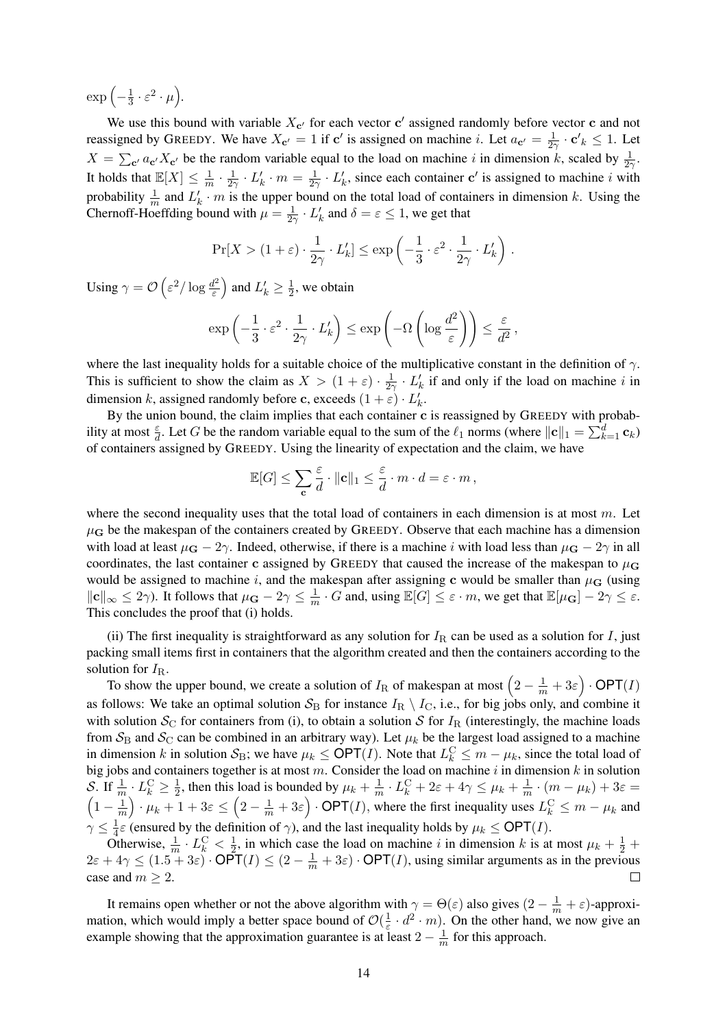$\exp\left(-\frac{1}{3}\cdot\varepsilon^2\cdot\mu\right)$.

We use this bound with variable $X_{\mathbf{c}'}$ for each vector $\mathbf{c}'$ assigned randomly before vector $\mathbf{c}$ and not reassigned by GREEDY. We have $X_{\mathbf{c}'} = 1$ if $\mathbf{c}'$ is assigned on machine $i$. Let $a_{\mathbf{c}'} = \frac{1}{2\gamma}\cdot\mathbf{c}'_k \le 1$. Let $X = \sum_{\mathbf{c}'} a_{\mathbf{c}'}X_{\mathbf{c}'}$ be the random variable equal to the load on machine $i$ in dimension $k$, scaled by $\frac{1}{2\gamma}$. It holds that $\mathbb{E}[X] \le \frac{1}{m}\cdot\frac{1}{2\gamma}\cdot L'_k\cdot m = \frac{1}{2\gamma}\cdot L'_k$, since each container $\mathbf{c}'$ is assigned to machine $i$ with probability $\frac{1}{m}$ and $L'_k\cdot m$ is the upper bound on the total load of containers in dimension $k$. Using the Chernoff-Hoeffding bound with $\mu = \frac{1}{2\gamma}\cdot L'_k$ and $\delta = \varepsilon \le 1$, we get that

$$\Pr[X > (1+\varepsilon)\cdot\frac{1}{2\gamma}\cdot L'_k] \le \exp\left(-\frac{1}{3}\cdot\varepsilon^2\cdot\frac{1}{2\gamma}\cdot L'_k\right).$$

Using $\gamma = \mathcal{O}\left(\varepsilon^2/\log\frac{d^2}{\varepsilon}\right)$ and $L'_k \ge \frac{1}{2}$, we obtain

$$\exp\left(-\frac{1}{3}\cdot\varepsilon^2\cdot\frac{1}{2\gamma}\cdot L'_k\right) \le \exp\left(-\Omega\left(\log\frac{d^2}{\varepsilon}\right)\right) \le \frac{\varepsilon}{d^2},$$

where the last inequality holds for a suitable choice of the multiplicative constant in the definition of $\gamma$. This is sufficient to show the claim as $X > (1+\varepsilon)\cdot\frac{1}{2\gamma}\cdot L'_k$ if and only if the load on machine $i$ in dimension $k$, assigned randomly before $\mathbf{c}$, exceeds $(1+\varepsilon)\cdot L'_k$.

By the union bound, the claim implies that each container $\mathbf{c}$ is reassigned by GREEDY with probability at most $\frac{\varepsilon}{d}$. Let $G$ be the random variable equal to the sum of the $\ell_1$ norms (where $\|\mathbf{c}\|_1 = \sum_{k=1}^{d}\mathbf{c}_k$) of containers assigned by GREEDY. Using the linearity of expectation and the claim, we have

$$\mathbb{E}[G] \le \sum_{\mathbf{c}}\frac{\varepsilon}{d}\cdot\|\mathbf{c}\|_1 \le \frac{\varepsilon}{d}\cdot m\cdot d = \varepsilon\cdot m,$$

where the second inequality uses that the total load of containers in each dimension is at most $m$. Let $\mu_{\mathbf{G}}$ be the makespan of the containers created by GREEDY. Observe that each machine has a dimension with load at least $\mu_{\mathbf{G}} - 2\gamma$. Indeed, otherwise, if there is a machine $i$ with load less than $\mu_{\mathbf{G}} - 2\gamma$ in all coordinates, the last container $\mathbf{c}$ assigned by GREEDY that caused the increase of the makespan to $\mu_{\mathbf{G}}$ would be assigned to machine $i$, and the makespan after assigning $\mathbf{c}$ would be smaller than $\mu_{\mathbf{G}}$ (using $\|\mathbf{c}\|_\infty \le 2\gamma$). It follows that $\mu_{\mathbf{G}} - 2\gamma \le \frac{1}{m}\cdot G$ and, using $\mathbb{E}[G] \le \varepsilon\cdot m$, we get that $\mathbb{E}[\mu_{\mathbf{G}}] - 2\gamma \le \varepsilon$. This concludes the proof that (i) holds.

(ii) The first inequality is straightforward as any solution for $I_{\mathrm{R}}$ can be used as a solution for $I$, just packing small items first in containers that the algorithm created and then the containers according to the solution for $I_{\mathrm{R}}$.

To show the upper bound, we create a solution of $I_{\mathrm{R}}$ of makespan at most $\left(2 - \frac{1}{m} + 3\varepsilon\right)\cdot\mathsf{OPT}(I)$ as follows: We take an optimal solution $\mathcal{S}_{\mathrm{B}}$ for instance $I_{\mathrm{R}} \setminus I_{\mathrm{C}}$, i.e., for big jobs only, and combine it with solution $\mathcal{S}_{\mathrm{C}}$ for containers from (i), to obtain a solution $\mathcal{S}$ for $I_{\mathrm{R}}$ (interestingly, the machine loads from $\mathcal{S}_{\mathrm{B}}$ and $\mathcal{S}_{\mathrm{C}}$ can be combined in an arbitrary way). Let $\mu_k$ be the largest load assigned to a machine in dimension $k$ in solution $\mathcal{S}_{\mathrm{B}}$; we have $\mu_k \le \mathsf{OPT}(I)$. Note that $L_k^{\mathrm{C}} \le m - \mu_k$, since the total load of big jobs and containers together is at most $m$. Consider the load on machine $i$ in dimension $k$ in solution $\mathcal{S}$. If $\frac{1}{m}\cdot L_k^{\mathrm{C}} \ge \frac{1}{2}$, then this load is bounded by $\mu_k + \frac{1}{m}\cdot L_k^{\mathrm{C}} + 2\varepsilon + 4\gamma \le \mu_k + \frac{1}{m}\cdot(m - \mu_k) + 3\varepsilon = \left(1 - \frac{1}{m}\right)\cdot\mu_k + 1 + 3\varepsilon \le \left(2 - \frac{1}{m} + 3\varepsilon\right)\cdot\mathsf{OPT}(I)$, where the first inequality uses $L_k^{\mathrm{C}} \le m - \mu_k$ and $\gamma \le \frac{1}{4}\varepsilon$ (ensured by the definition of $\gamma$), and the last inequality holds by $\mu_k \le \mathsf{OPT}(I)$.

Otherwise, $\frac{1}{m}\cdot L_k^{\mathrm{C}} < \frac{1}{2}$, in which case the load on machine $i$ in dimension $k$ is at most $\mu_k + \frac{1}{2} + 2\varepsilon + 4\gamma \le (1.5 + 3\varepsilon)\cdot\mathsf{OPT}(I) \le (2 - \frac{1}{m} + 3\varepsilon)\cdot\mathsf{OPT}(I)$, using similar arguments as in the previous case and $m \ge 2$. $\square$

It remains open whether or not the above algorithm with $\gamma = \Theta(\varepsilon)$ also gives $(2 - \frac{1}{m} + \varepsilon)$-approximation, which would imply a better space bound of $\mathcal{O}(\frac{1}{\varepsilon}\cdot d^2\cdot m)$. On the other hand, we now give an example showing that the approximation guarantee is at least $2 - \frac{1}{m}$ for this approach.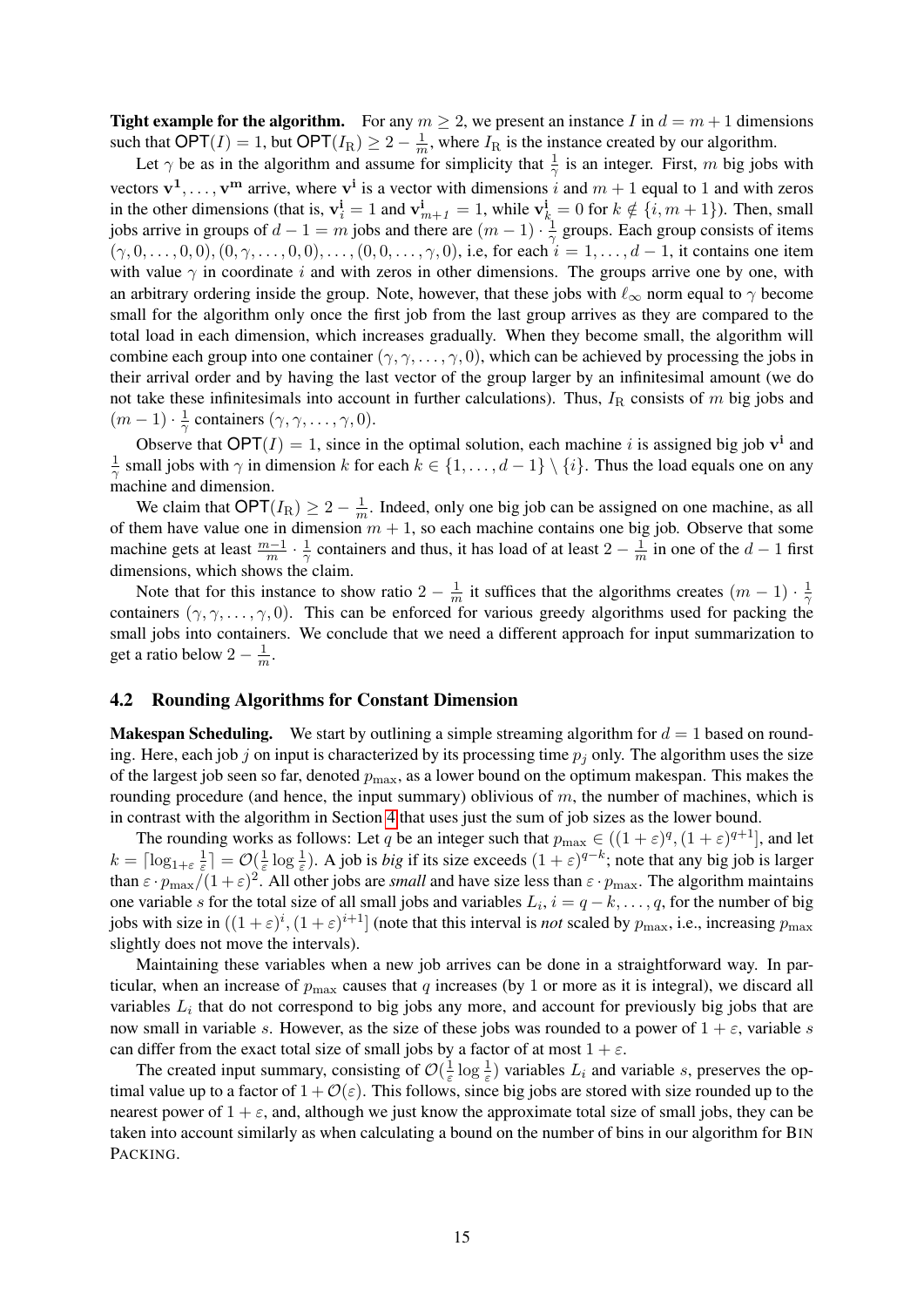**Tight example for the algorithm.** For any $m \geq 2$, we present an instance $I$ in $d = m+1$ dimensions such that $\mathsf{OPT}(I) = 1$, but $\mathsf{OPT}(I_\mathrm{R}) \geq 2 - \frac{1}{m}$, where $I_\mathrm{R}$ is the instance created by our algorithm.

Let $\gamma$ be as in the algorithm and assume for simplicity that $\frac{1}{\gamma}$ is an integer. First, $m$ big jobs with vectors $\mathbf{v^1}, \ldots, \mathbf{v^m}$ arrive, where $\mathbf{v^i}$ is a vector with dimensions $i$ and $m+1$ equal to 1 and with zeros in the other dimensions (that is, $\mathbf{v^i}_i = 1$ and $\mathbf{v^i}_{m+1} = 1$, while $\mathbf{v^i}_k = 0$ for $k \notin \{i, m+1\}$). Then, small jobs arrive in groups of $d - 1 = m$ jobs and there are $(m-1) \cdot \frac{1}{\gamma}$ groups. Each group consists of items $(\gamma, 0, \ldots, 0, 0), (0, \gamma, \ldots, 0, 0), \ldots, (0, 0, \ldots, \gamma, 0)$, i.e, for each $i = 1, \ldots, d-1$, it contains one item with value $\gamma$ in coordinate $i$ and with zeros in other dimensions. The groups arrive one by one, with an arbitrary ordering inside the group. Note, however, that these jobs with $\ell_\infty$ norm equal to $\gamma$ become small for the algorithm only once the first job from the last group arrives as they are compared to the total load in each dimension, which increases gradually. When they become small, the algorithm will combine each group into one container $(\gamma, \gamma, \ldots, \gamma, 0)$, which can be achieved by processing the jobs in their arrival order and by having the last vector of the group larger by an infinitesimal amount (we do not take these infinitesimals into account in further calculations). Thus, $I_\mathrm{R}$ consists of $m$ big jobs and $(m-1) \cdot \frac{1}{\gamma}$ containers $(\gamma, \gamma, \ldots, \gamma, 0)$.

Observe that $\mathsf{OPT}(I) = 1$, since in the optimal solution, each machine $i$ is assigned big job $\mathbf{v^i}$ and $\frac{1}{\gamma}$ small jobs with $\gamma$ in dimension $k$ for each $k \in \{1, \ldots, d-1\} \setminus \{i\}$. Thus the load equals one on any machine and dimension.

We claim that $\mathsf{OPT}(I_\mathrm{R}) \geq 2 - \frac{1}{m}$. Indeed, only one big job can be assigned on one machine, as all of them have value one in dimension $m+1$, so each machine contains one big job. Observe that some machine gets at least $\frac{m-1}{m} \cdot \frac{1}{\gamma}$ containers and thus, it has load of at least $2 - \frac{1}{m}$ in one of the $d-1$ first dimensions, which shows the claim.

Note that for this instance to show ratio $2 - \frac{1}{m}$ it suffices that the algorithms creates $(m-1) \cdot \frac{1}{\gamma}$ containers $(\gamma, \gamma, \ldots, \gamma, 0)$. This can be enforced for various greedy algorithms used for packing the small jobs into containers. We conclude that we need a different approach for input summarization to get a ratio below $2 - \frac{1}{m}$.

## 4.2 Rounding Algorithms for Constant Dimension

**Makespan Scheduling.** We start by outlining a simple streaming algorithm for $d = 1$ based on rounding. Here, each job $j$ on input is characterized by its processing time $p_j$ only. The algorithm uses the size of the largest job seen so far, denoted $p_{\max}$, as a lower bound on the optimum makespan. This makes the rounding procedure (and hence, the input summary) oblivious of $m$, the number of machines, which is in contrast with the algorithm in Section 4 that uses just the sum of job sizes as the lower bound.

The rounding works as follows: Let $q$ be an integer such that $p_{\max} \in ((1+\varepsilon)^q, (1+\varepsilon)^{q+1}]$, and let $k = \lceil \log_{1+\varepsilon} \frac{1}{\varepsilon} \rceil = \mathcal{O}(\frac{1}{\varepsilon} \log \frac{1}{\varepsilon})$. A job is *big* if its size exceeds $(1+\varepsilon)^{q-k}$; note that any big job is larger than $\varepsilon \cdot p_{\max}/(1+\varepsilon)^2$. All other jobs are *small* and have size less than $\varepsilon \cdot p_{\max}$. The algorithm maintains one variable $s$ for the total size of all small jobs and variables $L_i$, $i = q-k, \ldots, q$, for the number of big jobs with size in $((1+\varepsilon)^i, (1+\varepsilon)^{i+1}]$ (note that this interval is *not* scaled by $p_{\max}$, i.e., increasing $p_{\max}$ slightly does not move the intervals).

Maintaining these variables when a new job arrives can be done in a straightforward way. In particular, when an increase of $p_{\max}$ causes that $q$ increases (by 1 or more as it is integral), we discard all variables $L_i$ that do not correspond to big jobs any more, and account for previously big jobs that are now small in variable $s$. However, as the size of these jobs was rounded to a power of $1+\varepsilon$, variable $s$ can differ from the exact total size of small jobs by a factor of at most $1+\varepsilon$.

The created input summary, consisting of $\mathcal{O}(\frac{1}{\varepsilon} \log \frac{1}{\varepsilon})$ variables $L_i$ and variable $s$, preserves the optimal value up to a factor of $1 + \mathcal{O}(\varepsilon)$. This follows, since big jobs are stored with size rounded up to the nearest power of $1+\varepsilon$, and, although we just know the approximate total size of small jobs, they can be taken into account similarly as when calculating a bound on the number of bins in our algorithm for BIN PACKING.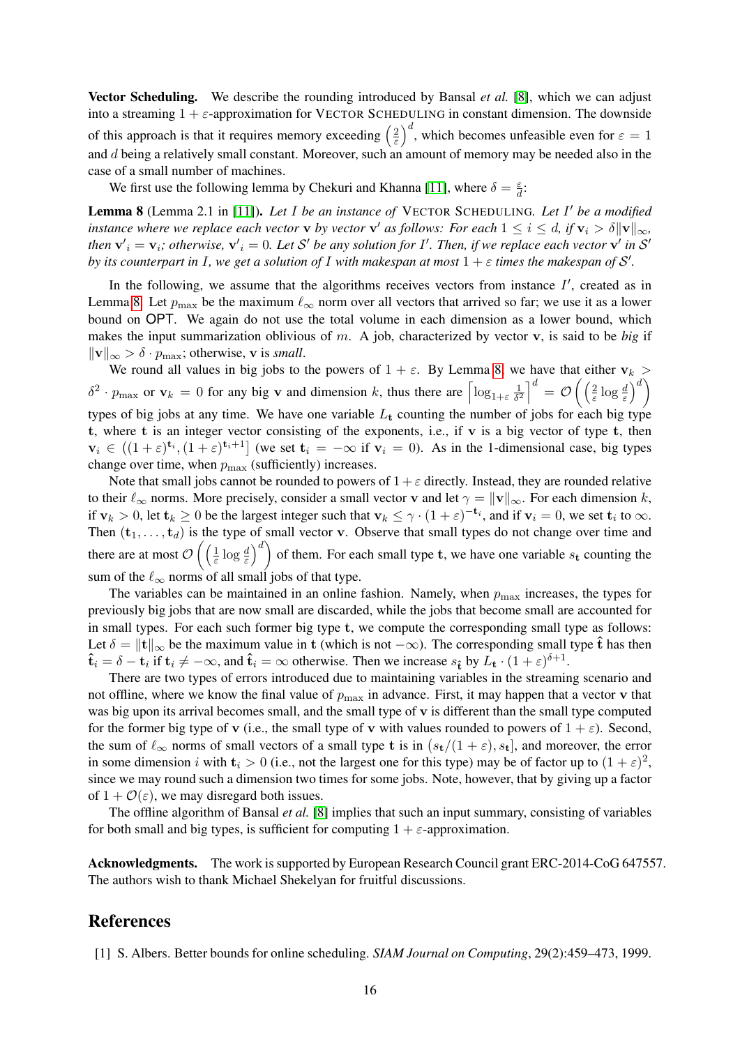**Vector Scheduling.** We describe the rounding introduced by Bansal *et al.* [8], which we can adjust into a streaming $1+\varepsilon$-approximation for VECTOR SCHEDULING in constant dimension. The downside of this approach is that it requires memory exceeding $\left(\frac{2}{\varepsilon}\right)^d$, which becomes unfeasible even for $\varepsilon = 1$ and $d$ being a relatively small constant. Moreover, such an amount of memory may be needed also in the case of a small number of machines.

We first use the following lemma by Chekuri and Khanna [11], where $\delta = \frac{\varepsilon}{d}$:

**Lemma 8** (Lemma 2.1 in [11]). *Let $I$ be an instance of* VECTOR SCHEDULING. *Let $I'$ be a modified instance where we replace each vector $\mathbf{v}$ by vector $\mathbf{v}'$ as follows: For each $1 \le i \le d$, if $\mathbf{v}_i > \delta \|\mathbf{v}\|_\infty$, then $\mathbf{v'}_i = \mathbf{v}_i$; otherwise, $\mathbf{v'}_i = 0$. Let $\mathcal{S}'$ be any solution for $I'$. Then, if we replace each vector $\mathbf{v}'$ in $\mathcal{S}'$ by its counterpart in $I$, we get a solution of $I$ with makespan at most $1+\varepsilon$ times the makespan of $\mathcal{S}'$.*

In the following, we assume that the algorithms receives vectors from instance $I'$, created as in Lemma 8. Let $p_{\max}$ be the maximum $\ell_\infty$ norm over all vectors that arrived so far; we use it as a lower bound on $\mathsf{OPT}$. We again do not use the total volume in each dimension as a lower bound, which makes the input summarization oblivious of $m$. A job, characterized by vector $\mathbf{v}$, is said to be *big* if $\|\mathbf{v}\|_\infty > \delta \cdot p_{\max}$; otherwise, $\mathbf{v}$ is *small*.

We round all values in big jobs to the powers of $1+\varepsilon$. By Lemma 8, we have that either $\mathbf{v}_k > \delta^2 \cdot p_{\max}$ or $\mathbf{v}_k = 0$ for any big $\mathbf{v}$ and dimension $k$, thus there are $\left\lceil \log_{1+\varepsilon} \frac{1}{\delta^2} \right\rceil^d = \mathcal{O}\left(\left(\frac{2}{\varepsilon} \log \frac{d}{\varepsilon}\right)^d\right)$ types of big jobs at any time. We have one variable $L_\mathbf{t}$ counting the number of jobs for each big type $\mathbf{t}$, where $\mathbf{t}$ is an integer vector consisting of the exponents, i.e., if $\mathbf{v}$ is a big vector of type $\mathbf{t}$, then $\mathbf{v}_i \in \left((1+\varepsilon)^{\mathbf{t}_i}, (1+\varepsilon)^{\mathbf{t}_i+1}\right]$ (we set $\mathbf{t}_i = -\infty$ if $\mathbf{v}_i = 0$). As in the 1-dimensional case, big types change over time, when $p_{\max}$ (sufficiently) increases.

Note that small jobs cannot be rounded to powers of $1+\varepsilon$ directly. Instead, they are rounded relative to their $\ell_\infty$ norms. More precisely, consider a small vector $\mathbf{v}$ and let $\gamma = \|\mathbf{v}\|_\infty$. For each dimension $k$, if $\mathbf{v}_k > 0$, let $\mathbf{t}_k \ge 0$ be the largest integer such that $\mathbf{v}_k \le \gamma \cdot (1+\varepsilon)^{-\mathbf{t}_i}$, and if $\mathbf{v}_i = 0$, we set $\mathbf{t}_i$ to $\infty$. Then $(\mathbf{t}_1, \ldots, \mathbf{t}_d)$ is the type of small vector $\mathbf{v}$. Observe that small types do not change over time and there are at most $\mathcal{O}\left(\left(\frac{1}{\varepsilon} \log \frac{d}{\varepsilon}\right)^d\right)$ of them. For each small type $\mathbf{t}$, we have one variable $s_\mathbf{t}$ counting the sum of the $\ell_\infty$ norms of all small jobs of that type.

The variables can be maintained in an online fashion. Namely, when $p_{\max}$ increases, the types for previously big jobs that are now small are discarded, while the jobs that become small are accounted for in small types. For each such former big type $\mathbf{t}$, we compute the corresponding small type as follows: Let $\delta = \|\mathbf{t}\|_\infty$ be the maximum value in $\mathbf{t}$ (which is not $-\infty$). The corresponding small type $\hat{\mathbf{t}}$ has then $\hat{\mathbf{t}}_i = \delta - \mathbf{t}_i$ if $\mathbf{t}_i \ne -\infty$, and $\hat{\mathbf{t}}_i = \infty$ otherwise. Then we increase $s_{\hat{\mathbf{t}}}$ by $L_\mathbf{t} \cdot (1+\varepsilon)^{\delta+1}$.

There are two types of errors introduced due to maintaining variables in the streaming scenario and not offline, where we know the final value of $p_{\max}$ in advance. First, it may happen that a vector $\mathbf{v}$ that was big upon its arrival becomes small, and the small type of $\mathbf{v}$ is different than the small type computed for the former big type of $\mathbf{v}$ (i.e., the small type of $\mathbf{v}$ with values rounded to powers of $1+\varepsilon$). Second, the sum of $\ell_\infty$ norms of small vectors of a small type $\mathbf{t}$ is in $(s_\mathbf{t}/(1+\varepsilon), s_\mathbf{t}]$, and moreover, the error in some dimension $i$ with $\mathbf{t}_i > 0$ (i.e., not the largest one for this type) may be of factor up to $(1+\varepsilon)^2$, since we may round such a dimension two times for some jobs. Note, however, that by giving up a factor of $1+\mathcal{O}(\varepsilon)$, we may disregard both issues.

The offline algorithm of Bansal *et al.* [8] implies that such an input summary, consisting of variables for both small and big types, is sufficient for computing $1+\varepsilon$-approximation.

**Acknowledgments.** The work is supported by European Research Council grant ERC-2014-CoG 647557. The authors wish to thank Michael Shekelyan for fruitful discussions.

# References

[1] S. Albers. Better bounds for online scheduling. *SIAM Journal on Computing*, 29(2):459–473, 1999.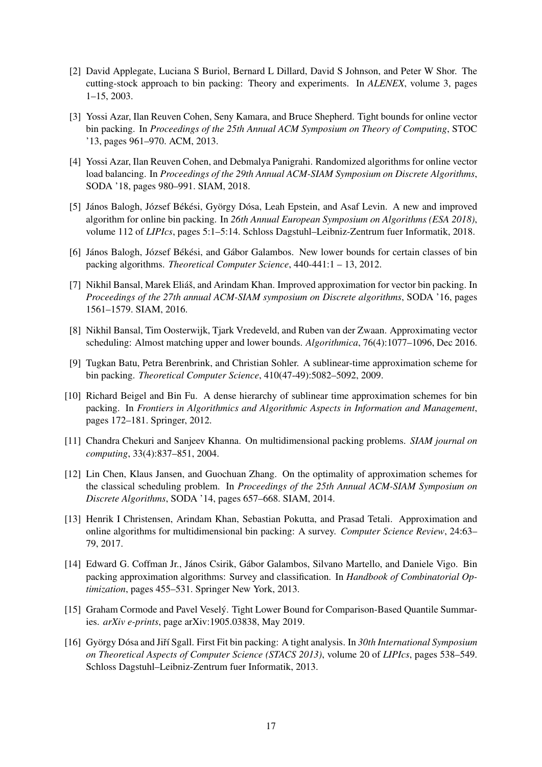[2] David Applegate, Luciana S Buriol, Bernard L Dillard, David S Johnson, and Peter W Shor. The cutting-stock approach to bin packing: Theory and experiments. In *ALENEX*, volume 3, pages 1–15, 2003.

[3] Yossi Azar, Ilan Reuven Cohen, Seny Kamara, and Bruce Shepherd. Tight bounds for online vector bin packing. In *Proceedings of the 25th Annual ACM Symposium on Theory of Computing*, STOC '13, pages 961–970. ACM, 2013.

[4] Yossi Azar, Ilan Reuven Cohen, and Debmalya Panigrahi. Randomized algorithms for online vector load balancing. In *Proceedings of the 29th Annual ACM-SIAM Symposium on Discrete Algorithms*, SODA '18, pages 980–991. SIAM, 2018.

[5] János Balogh, József Békési, György Dósa, Leah Epstein, and Asaf Levin. A new and improved algorithm for online bin packing. In *26th Annual European Symposium on Algorithms (ESA 2018)*, volume 112 of *LIPIcs*, pages 5:1–5:14. Schloss Dagstuhl–Leibniz-Zentrum fuer Informatik, 2018.

[6] János Balogh, József Békési, and Gábor Galambos. New lower bounds for certain classes of bin packing algorithms. *Theoretical Computer Science*, 440-441:1 – 13, 2012.

[7] Nikhil Bansal, Marek Eliáš, and Arindam Khan. Improved approximation for vector bin packing. In *Proceedings of the 27th annual ACM-SIAM symposium on Discrete algorithms*, SODA '16, pages 1561–1579. SIAM, 2016.

[8] Nikhil Bansal, Tim Oosterwijk, Tjark Vredeveld, and Ruben van der Zwaan. Approximating vector scheduling: Almost matching upper and lower bounds. *Algorithmica*, 76(4):1077–1096, Dec 2016.

[9] Tugkan Batu, Petra Berenbrink, and Christian Sohler. A sublinear-time approximation scheme for bin packing. *Theoretical Computer Science*, 410(47-49):5082–5092, 2009.

[10] Richard Beigel and Bin Fu. A dense hierarchy of sublinear time approximation schemes for bin packing. In *Frontiers in Algorithmics and Algorithmic Aspects in Information and Management*, pages 172–181. Springer, 2012.

[11] Chandra Chekuri and Sanjeev Khanna. On multidimensional packing problems. *SIAM journal on computing*, 33(4):837–851, 2004.

[12] Lin Chen, Klaus Jansen, and Guochuan Zhang. On the optimality of approximation schemes for the classical scheduling problem. In *Proceedings of the 25th Annual ACM-SIAM Symposium on Discrete Algorithms*, SODA '14, pages 657–668. SIAM, 2014.

[13] Henrik I Christensen, Arindam Khan, Sebastian Pokutta, and Prasad Tetali. Approximation and online algorithms for multidimensional bin packing: A survey. *Computer Science Review*, 24:63–79, 2017.

[14] Edward G. Coffman Jr., János Csirik, Gábor Galambos, Silvano Martello, and Daniele Vigo. Bin packing approximation algorithms: Survey and classification. In *Handbook of Combinatorial Optimization*, pages 455–531. Springer New York, 2013.

[15] Graham Cormode and Pavel Veselý. Tight Lower Bound for Comparison-Based Quantile Summaries. *arXiv e-prints*, page arXiv:1905.03838, May 2019.

[16] György Dósa and Jiří Sgall. First Fit bin packing: A tight analysis. In *30th International Symposium on Theoretical Aspects of Computer Science (STACS 2013)*, volume 20 of *LIPIcs*, pages 538–549. Schloss Dagstuhl–Leibniz-Zentrum fuer Informatik, 2013.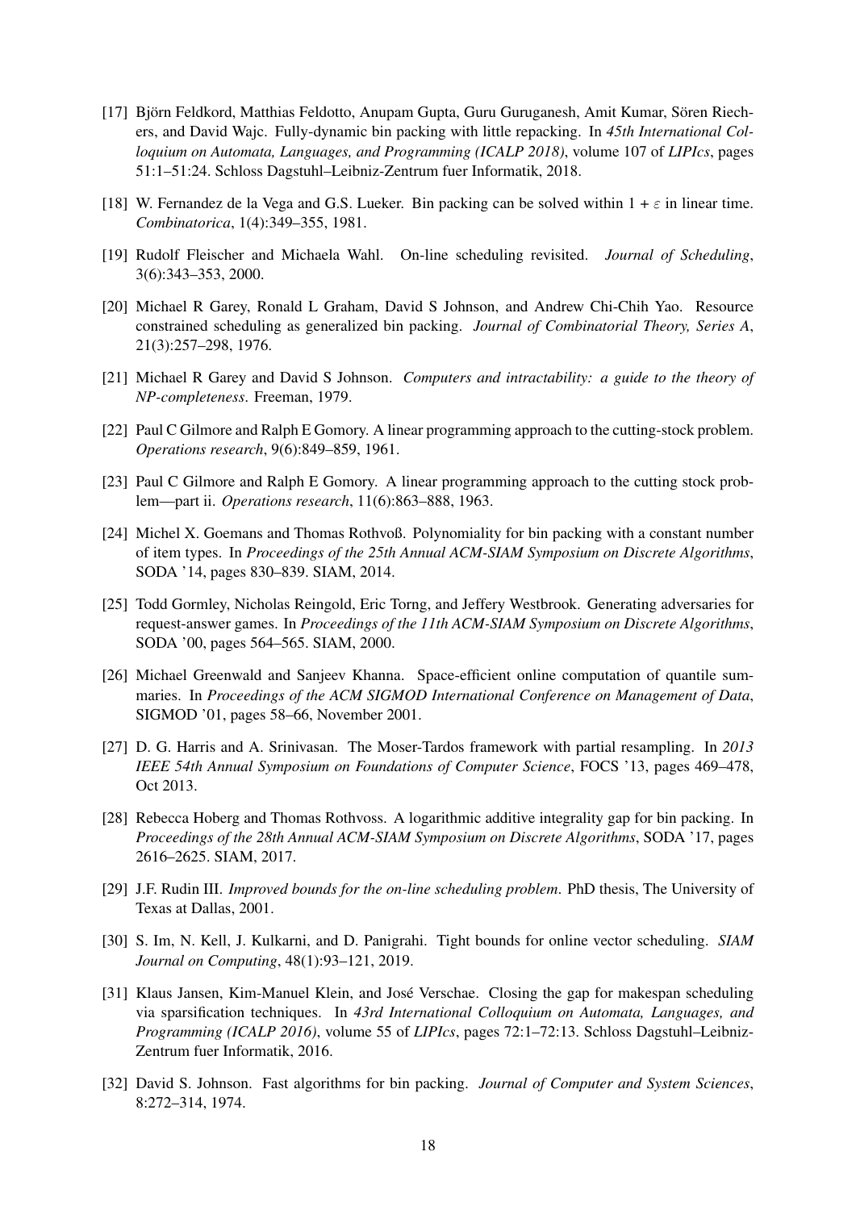[17] Björn Feldkord, Matthias Feldotto, Anupam Gupta, Guru Guruganesh, Amit Kumar, Sören Riechers, and David Wajc. Fully-dynamic bin packing with little repacking. In *45th International Colloquium on Automata, Languages, and Programming (ICALP 2018)*, volume 107 of *LIPIcs*, pages 51:1–51:24. Schloss Dagstuhl–Leibniz-Zentrum fuer Informatik, 2018.

[18] W. Fernandez de la Vega and G.S. Lueker. Bin packing can be solved within $1 + \varepsilon$ in linear time. *Combinatorica*, 1(4):349–355, 1981.

[19] Rudolf Fleischer and Michaela Wahl. On-line scheduling revisited. *Journal of Scheduling*, 3(6):343–353, 2000.

[20] Michael R Garey, Ronald L Graham, David S Johnson, and Andrew Chi-Chih Yao. Resource constrained scheduling as generalized bin packing. *Journal of Combinatorial Theory, Series A*, 21(3):257–298, 1976.

[21] Michael R Garey and David S Johnson. *Computers and intractability: a guide to the theory of NP-completeness*. Freeman, 1979.

[22] Paul C Gilmore and Ralph E Gomory. A linear programming approach to the cutting-stock problem. *Operations research*, 9(6):849–859, 1961.

[23] Paul C Gilmore and Ralph E Gomory. A linear programming approach to the cutting stock problem—part ii. *Operations research*, 11(6):863–888, 1963.

[24] Michel X. Goemans and Thomas Rothvoß. Polynomiality for bin packing with a constant number of item types. In *Proceedings of the 25th Annual ACM-SIAM Symposium on Discrete Algorithms*, SODA '14, pages 830–839. SIAM, 2014.

[25] Todd Gormley, Nicholas Reingold, Eric Torng, and Jeffery Westbrook. Generating adversaries for request-answer games. In *Proceedings of the 11th ACM-SIAM Symposium on Discrete Algorithms*, SODA '00, pages 564–565. SIAM, 2000.

[26] Michael Greenwald and Sanjeev Khanna. Space-efficient online computation of quantile summaries. In *Proceedings of the ACM SIGMOD International Conference on Management of Data*, SIGMOD '01, pages 58–66, November 2001.

[27] D. G. Harris and A. Srinivasan. The Moser-Tardos framework with partial resampling. In *2013 IEEE 54th Annual Symposium on Foundations of Computer Science*, FOCS '13, pages 469–478, Oct 2013.

[28] Rebecca Hoberg and Thomas Rothvoss. A logarithmic additive integrality gap for bin packing. In *Proceedings of the 28th Annual ACM-SIAM Symposium on Discrete Algorithms*, SODA '17, pages 2616–2625. SIAM, 2017.

[29] J.F. Rudin III. *Improved bounds for the on-line scheduling problem*. PhD thesis, The University of Texas at Dallas, 2001.

[30] S. Im, N. Kell, J. Kulkarni, and D. Panigrahi. Tight bounds for online vector scheduling. *SIAM Journal on Computing*, 48(1):93–121, 2019.

[31] Klaus Jansen, Kim-Manuel Klein, and José Verschae. Closing the gap for makespan scheduling via sparsification techniques. In *43rd International Colloquium on Automata, Languages, and Programming (ICALP 2016)*, volume 55 of *LIPIcs*, pages 72:1–72:13. Schloss Dagstuhl–Leibniz-Zentrum fuer Informatik, 2016.

[32] David S. Johnson. Fast algorithms for bin packing. *Journal of Computer and System Sciences*, 8:272–314, 1974.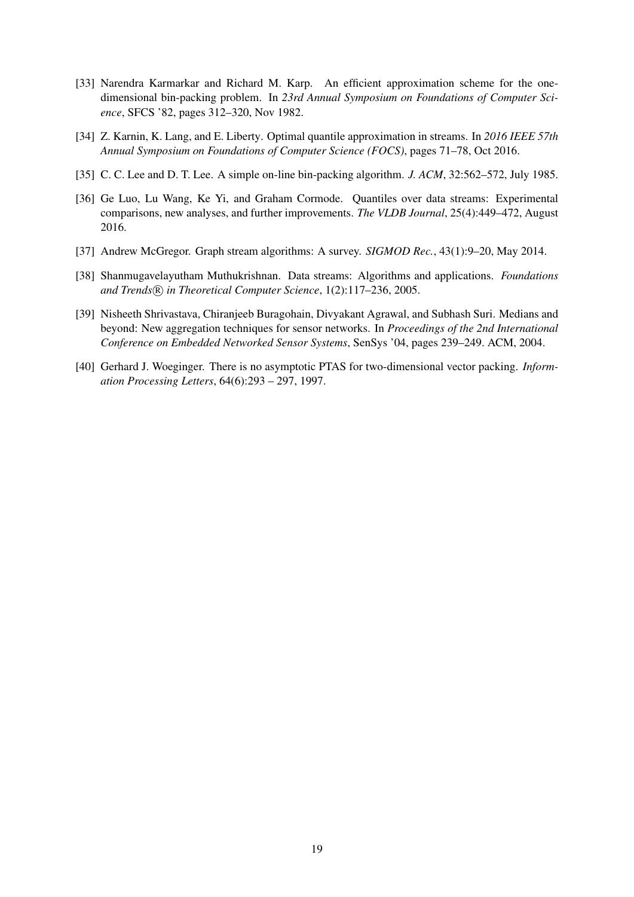[33] Narendra Karmarkar and Richard M. Karp. An efficient approximation scheme for the one-dimensional bin-packing problem. In *23rd Annual Symposium on Foundations of Computer Science*, SFCS '82, pages 312–320, Nov 1982.

[34] Z. Karnin, K. Lang, and E. Liberty. Optimal quantile approximation in streams. In *2016 IEEE 57th Annual Symposium on Foundations of Computer Science (FOCS)*, pages 71–78, Oct 2016.

[35] C. C. Lee and D. T. Lee. A simple on-line bin-packing algorithm. *J. ACM*, 32:562–572, July 1985.

[36] Ge Luo, Lu Wang, Ke Yi, and Graham Cormode. Quantiles over data streams: Experimental comparisons, new analyses, and further improvements. *The VLDB Journal*, 25(4):449–472, August 2016.

[37] Andrew McGregor. Graph stream algorithms: A survey. *SIGMOD Rec.*, 43(1):9–20, May 2014.

[38] Shanmugavelayutham Muthukrishnan. Data streams: Algorithms and applications. *Foundations and Trends® in Theoretical Computer Science*, 1(2):117–236, 2005.

[39] Nisheeth Shrivastava, Chiranjeeb Buragohain, Divyakant Agrawal, and Subhash Suri. Medians and beyond: New aggregation techniques for sensor networks. In *Proceedings of the 2nd International Conference on Embedded Networked Sensor Systems*, SenSys '04, pages 239–249. ACM, 2004.

[40] Gerhard J. Woeginger. There is no asymptotic PTAS for two-dimensional vector packing. *Information Processing Letters*, 64(6):293 – 297, 1997.